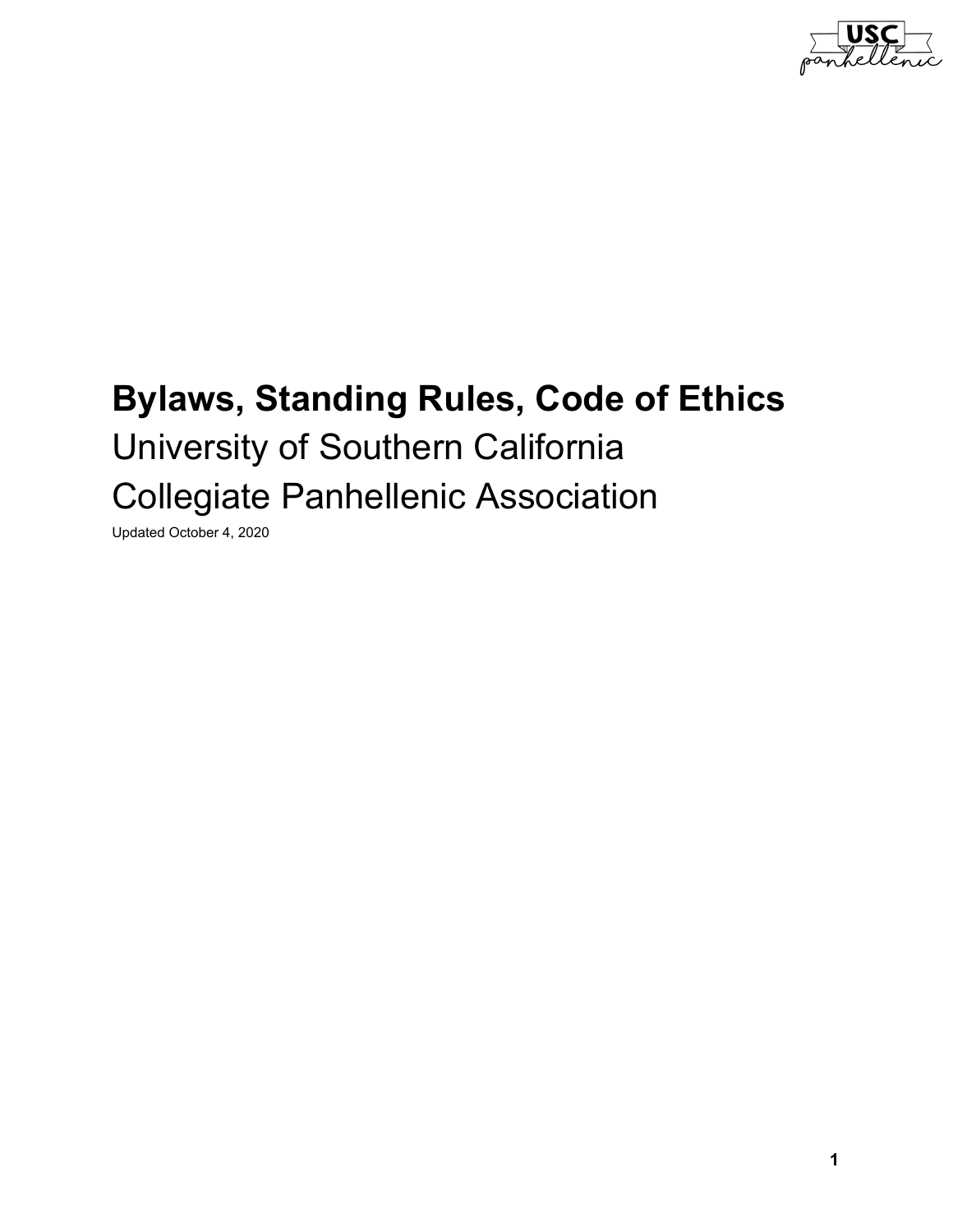# Bylaws, Standing Rules, Code of Ethics

University of Southern California

Collegiate Panhellenic Association

Updated October 4, 2020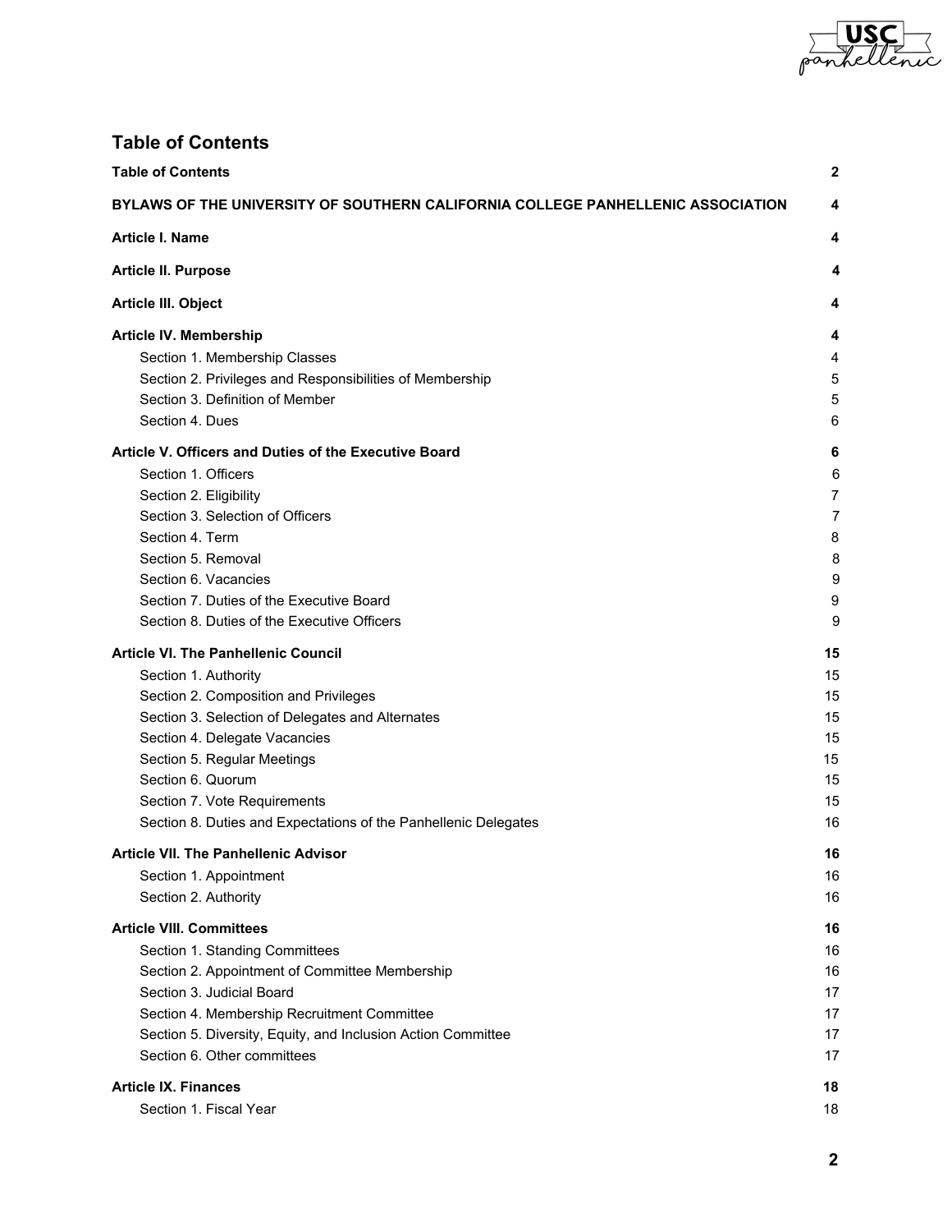## Table of Contents

| | |
|---|---|
| **Table of Contents** | **2** |
| **BYLAWS OF THE UNIVERSITY OF SOUTHERN CALIFORNIA COLLEGE PANHELLENIC ASSOCIATION** | **4** |
| **Article I. Name** | **4** |
| **Article II. Purpose** | **4** |
| **Article III. Object** | **4** |
| **Article IV. Membership** | **4** |
| Section 1. Membership Classes | 4 |
| Section 2. Privileges and Responsibilities of Membership | 5 |
| Section 3. Definition of Member | 5 |
| Section 4. Dues | 6 |
| **Article V. Officers and Duties of the Executive Board** | **6** |
| Section 1. Officers | 6 |
| Section 2. Eligibility | 7 |
| Section 3. Selection of Officers | 7 |
| Section 4. Term | 8 |
| Section 5. Removal | 8 |
| Section 6. Vacancies | 9 |
| Section 7. Duties of the Executive Board | 9 |
| Section 8. Duties of the Executive Officers | 9 |
| **Article VI. The Panhellenic Council** | **15** |
| Section 1. Authority | 15 |
| Section 2. Composition and Privileges | 15 |
| Section 3. Selection of Delegates and Alternates | 15 |
| Section 4. Delegate Vacancies | 15 |
| Section 5. Regular Meetings | 15 |
| Section 6. Quorum | 15 |
| Section 7. Vote Requirements | 15 |
| Section 8. Duties and Expectations of the Panhellenic Delegates | 16 |
| **Article VII. The Panhellenic Advisor** | **16** |
| Section 1. Appointment | 16 |
| Section 2. Authority | 16 |
| **Article VIII. Committees** | **16** |
| Section 1. Standing Committees | 16 |
| Section 2. Appointment of Committee Membership | 16 |
| Section 3. Judicial Board | 17 |
| Section 4. Membership Recruitment Committee | 17 |
| Section 5. Diversity, Equity, and Inclusion Action Committee | 17 |
| Section 6. Other committees | 17 |
| **Article IX. Finances** | **18** |
| Section 1. Fiscal Year | 18 |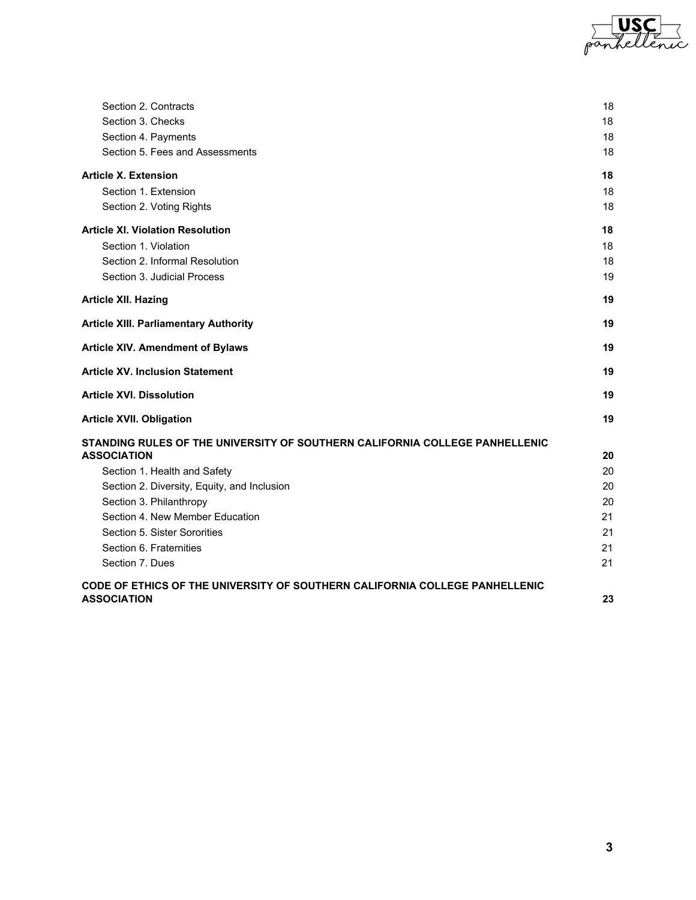| | |
|---|---|
| Section 2. Contracts | 18 |
| Section 3. Checks | 18 |
| Section 4. Payments | 18 |
| Section 5. Fees and Assessments | 18 |
| **Article X. Extension** | **18** |
| Section 1. Extension | 18 |
| Section 2. Voting Rights | 18 |
| **Article XI. Violation Resolution** | **18** |
| Section 1. Violation | 18 |
| Section 2. Informal Resolution | 18 |
| Section 3. Judicial Process | 19 |
| **Article XII. Hazing** | **19** |
| **Article XIII. Parliamentary Authority** | **19** |
| **Article XIV. Amendment of Bylaws** | **19** |
| **Article XV. Inclusion Statement** | **19** |
| **Article XVI. Dissolution** | **19** |
| **Article XVII. Obligation** | **19** |
| **STANDING RULES OF THE UNIVERSITY OF SOUTHERN CALIFORNIA COLLEGE PANHELLENIC ASSOCIATION** | **20** |
| Section 1. Health and Safety | 20 |
| Section 2. Diversity, Equity, and Inclusion | 20 |
| Section 3. Philanthropy | 20 |
| Section 4. New Member Education | 21 |
| Section 5. Sister Sororities | 21 |
| Section 6. Fraternities | 21 |
| Section 7. Dues | 21 |
| **CODE OF ETHICS OF THE UNIVERSITY OF SOUTHERN CALIFORNIA COLLEGE PANHELLENIC ASSOCIATION** | **23** |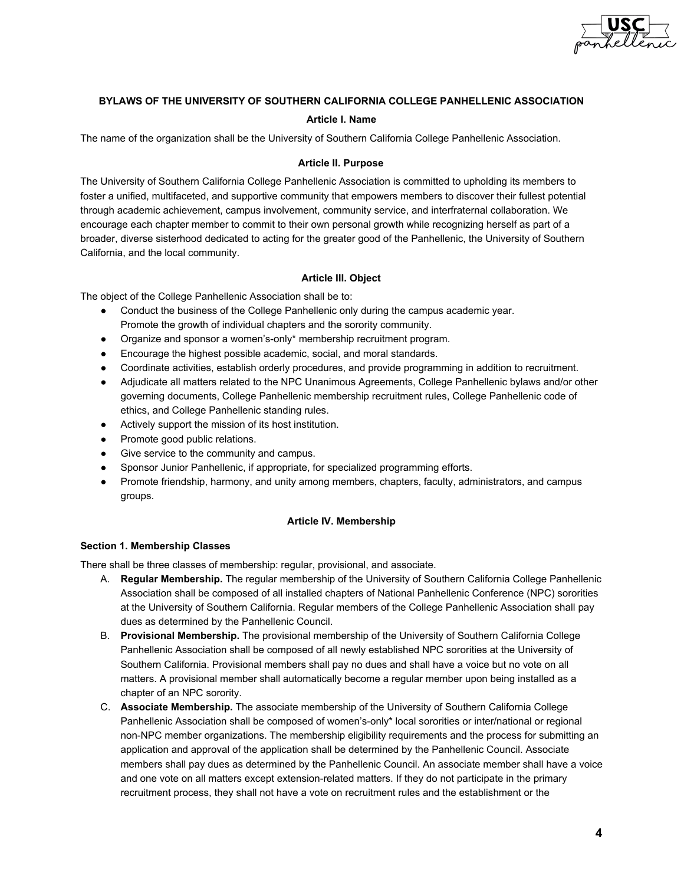**BYLAWS OF THE UNIVERSITY OF SOUTHERN CALIFORNIA COLLEGE PANHELLENIC ASSOCIATION**

**Article I. Name**

The name of the organization shall be the University of Southern California College Panhellenic Association.

**Article II. Purpose**

The University of Southern California College Panhellenic Association is committed to upholding its members to foster a unified, multifaceted, and supportive community that empowers members to discover their fullest potential through academic achievement, campus involvement, community service, and interfraternal collaboration. We encourage each chapter member to commit to their own personal growth while recognizing herself as part of a broader, diverse sisterhood dedicated to acting for the greater good of the Panhellenic, the University of Southern California, and the local community.

**Article III. Object**

The object of the College Panhellenic Association shall be to:

- Conduct the business of the College Panhellenic only during the campus academic year. Promote the growth of individual chapters and the sorority community.
- Organize and sponsor a women's-only* membership recruitment program.
- Encourage the highest possible academic, social, and moral standards.
- Coordinate activities, establish orderly procedures, and provide programming in addition to recruitment.
- Adjudicate all matters related to the NPC Unanimous Agreements, College Panhellenic bylaws and/or other governing documents, College Panhellenic membership recruitment rules, College Panhellenic code of ethics, and College Panhellenic standing rules.
- Actively support the mission of its host institution.
- Promote good public relations.
- Give service to the community and campus.
- Sponsor Junior Panhellenic, if appropriate, for specialized programming efforts.
- Promote friendship, harmony, and unity among members, chapters, faculty, administrators, and campus groups.

**Article IV. Membership**

**Section 1. Membership Classes**

There shall be three classes of membership: regular, provisional, and associate.

A. **Regular Membership.** The regular membership of the University of Southern California College Panhellenic Association shall be composed of all installed chapters of National Panhellenic Conference (NPC) sororities at the University of Southern California. Regular members of the College Panhellenic Association shall pay dues as determined by the Panhellenic Council.

B. **Provisional Membership.** The provisional membership of the University of Southern California College Panhellenic Association shall be composed of all newly established NPC sororities at the University of Southern California. Provisional members shall pay no dues and shall have a voice but no vote on all matters. A provisional member shall automatically become a regular member upon being installed as a chapter of an NPC sorority.

C. **Associate Membership.** The associate membership of the University of Southern California College Panhellenic Association shall be composed of women's-only* local sororities or inter/national or regional non-NPC member organizations. The membership eligibility requirements and the process for submitting an application and approval of the application shall be determined by the Panhellenic Council. Associate members shall pay dues as determined by the Panhellenic Council. An associate member shall have a voice and one vote on all matters except extension-related matters. If they do not participate in the primary recruitment process, they shall not have a vote on recruitment rules and the establishment or the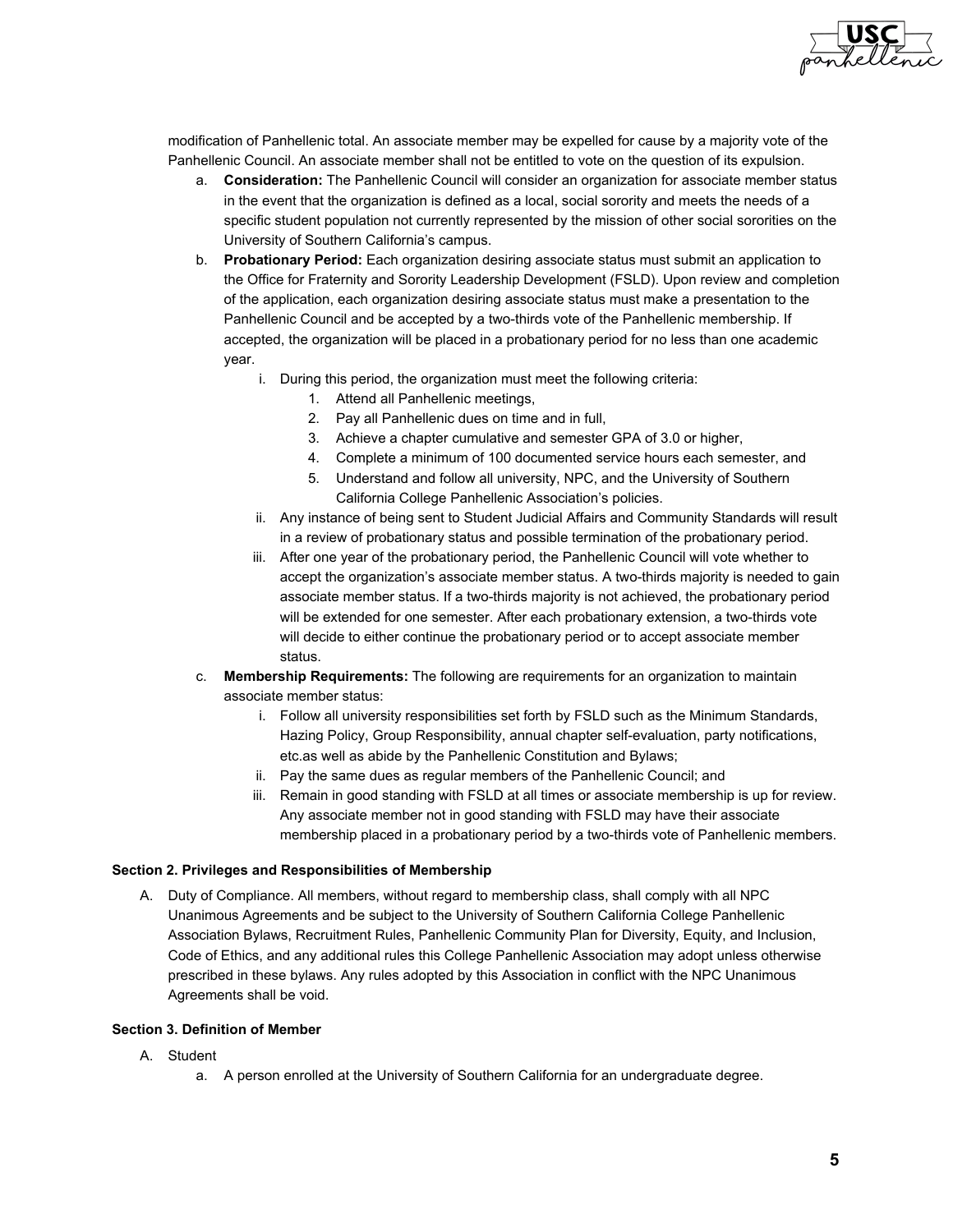modification of Panhellenic total. An associate member may be expelled for cause by a majority vote of the Panhellenic Council. An associate member shall not be entitled to vote on the question of its expulsion.

a. **Consideration:** The Panhellenic Council will consider an organization for associate member status in the event that the organization is defined as a local, social sorority and meets the needs of a specific student population not currently represented by the mission of other social sororities on the University of Southern California's campus.

b. **Probationary Period:** Each organization desiring associate status must submit an application to the Office for Fraternity and Sorority Leadership Development (FSLD). Upon review and completion of the application, each organization desiring associate status must make a presentation to the Panhellenic Council and be accepted by a two-thirds vote of the Panhellenic membership. If accepted, the organization will be placed in a probationary period for no less than one academic year.

   i. During this period, the organization must meet the following criteria:
      1. Attend all Panhellenic meetings,
      2. Pay all Panhellenic dues on time and in full,
      3. Achieve a chapter cumulative and semester GPA of 3.0 or higher,
      4. Complete a minimum of 100 documented service hours each semester, and
      5. Understand and follow all university, NPC, and the University of Southern California College Panhellenic Association's policies.

   ii. Any instance of being sent to Student Judicial Affairs and Community Standards will result in a review of probationary status and possible termination of the probationary period.

   iii. After one year of the probationary period, the Panhellenic Council will vote whether to accept the organization's associate member status. A two-thirds majority is needed to gain associate member status. If a two-thirds majority is not achieved, the probationary period will be extended for one semester. After each probationary extension, a two-thirds vote will decide to either continue the probationary period or to accept associate member status.

c. **Membership Requirements:** The following are requirements for an organization to maintain associate member status:

   i. Follow all university responsibilities set forth by FSLD such as the Minimum Standards, Hazing Policy, Group Responsibility, annual chapter self-evaluation, party notifications, etc.as well as abide by the Panhellenic Constitution and Bylaws;

   ii. Pay the same dues as regular members of the Panhellenic Council; and

   iii. Remain in good standing with FSLD at all times or associate membership is up for review. Any associate member not in good standing with FSLD may have their associate membership placed in a probationary period by a two-thirds vote of Panhellenic members.

**Section 2. Privileges and Responsibilities of Membership**

A. Duty of Compliance. All members, without regard to membership class, shall comply with all NPC Unanimous Agreements and be subject to the University of Southern California College Panhellenic Association Bylaws, Recruitment Rules, Panhellenic Community Plan for Diversity, Equity, and Inclusion, Code of Ethics, and any additional rules this College Panhellenic Association may adopt unless otherwise prescribed in these bylaws. Any rules adopted by this Association in conflict with the NPC Unanimous Agreements shall be void.

**Section 3. Definition of Member**

A. Student
   a. A person enrolled at the University of Southern California for an undergraduate degree.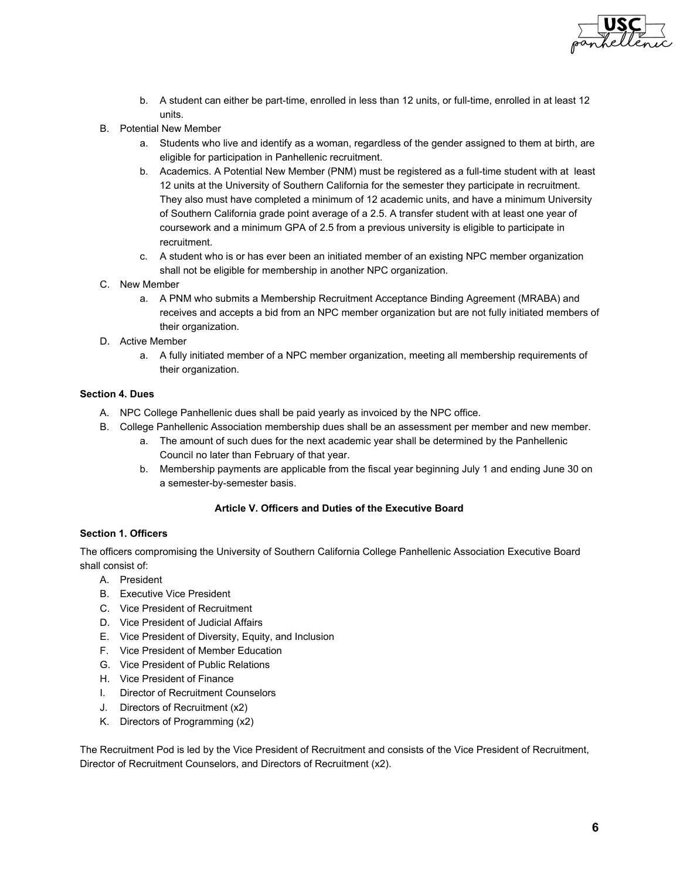b. A student can either be part-time, enrolled in less than 12 units, or full-time, enrolled in at least 12 units.

B. Potential New Member
   a. Students who live and identify as a woman, regardless of the gender assigned to them at birth, are eligible for participation in Panhellenic recruitment.
   b. Academics. A Potential New Member (PNM) must be registered as a full-time student with at least 12 units at the University of Southern California for the semester they participate in recruitment. They also must have completed a minimum of 12 academic units, and have a minimum University of Southern California grade point average of a 2.5. A transfer student with at least one year of coursework and a minimum GPA of 2.5 from a previous university is eligible to participate in recruitment.
   c. A student who is or has ever been an initiated member of an existing NPC member organization shall not be eligible for membership in another NPC organization.

C. New Member
   a. A PNM who submits a Membership Recruitment Acceptance Binding Agreement (MRABA) and receives and accepts a bid from an NPC member organization but are not fully initiated members of their organization.

D. Active Member
   a. A fully initiated member of a NPC member organization, meeting all membership requirements of their organization.

**Section 4. Dues**

A. NPC College Panhellenic dues shall be paid yearly as invoiced by the NPC office.
B. College Panhellenic Association membership dues shall be an assessment per member and new member.
   a. The amount of such dues for the next academic year shall be determined by the Panhellenic Council no later than February of that year.
   b. Membership payments are applicable from the fiscal year beginning July 1 and ending June 30 on a semester-by-semester basis.

## Article V. Officers and Duties of the Executive Board

**Section 1. Officers**

The officers compromising the University of Southern California College Panhellenic Association Executive Board shall consist of:

A. President
B. Executive Vice President
C. Vice President of Recruitment
D. Vice President of Judicial Affairs
E. Vice President of Diversity, Equity, and Inclusion
F. Vice President of Member Education
G. Vice President of Public Relations
H. Vice President of Finance
I. Director of Recruitment Counselors
J. Directors of Recruitment (x2)
K. Directors of Programming (x2)

The Recruitment Pod is led by the Vice President of Recruitment and consists of the Vice President of Recruitment, Director of Recruitment Counselors, and Directors of Recruitment (x2).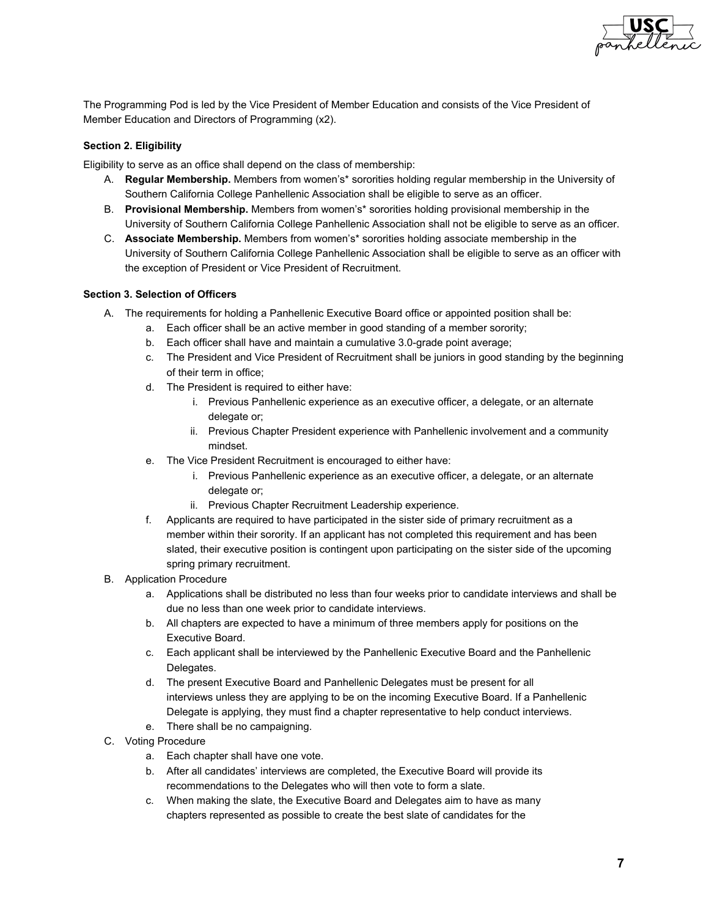The Programming Pod is led by the Vice President of Member Education and consists of the Vice President of Member Education and Directors of Programming (x2).

**Section 2. Eligibility**

Eligibility to serve as an office shall depend on the class of membership:

A. **Regular Membership.** Members from women's* sororities holding regular membership in the University of Southern California College Panhellenic Association shall be eligible to serve as an officer.
B. **Provisional Membership.** Members from women's* sororities holding provisional membership in the University of Southern California College Panhellenic Association shall not be eligible to serve as an officer.
C. **Associate Membership.** Members from women's* sororities holding associate membership in the University of Southern California College Panhellenic Association shall be eligible to serve as an officer with the exception of President or Vice President of Recruitment.

**Section 3. Selection of Officers**

A. The requirements for holding a Panhellenic Executive Board office or appointed position shall be:
    a. Each officer shall be an active member in good standing of a member sorority;
    b. Each officer shall have and maintain a cumulative 3.0-grade point average;
    c. The President and Vice President of Recruitment shall be juniors in good standing by the beginning of their term in office;
    d. The President is required to either have:
        i. Previous Panhellenic experience as an executive officer, a delegate, or an alternate delegate or;
        ii. Previous Chapter President experience with Panhellenic involvement and a community mindset.
    e. The Vice President Recruitment is encouraged to either have:
        i. Previous Panhellenic experience as an executive officer, a delegate, or an alternate delegate or;
        ii. Previous Chapter Recruitment Leadership experience.
    f. Applicants are required to have participated in the sister side of primary recruitment as a member within their sorority. If an applicant has not completed this requirement and has been slated, their executive position is contingent upon participating on the sister side of the upcoming spring primary recruitment.
B. Application Procedure
    a. Applications shall be distributed no less than four weeks prior to candidate interviews and shall be due no less than one week prior to candidate interviews.
    b. All chapters are expected to have a minimum of three members apply for positions on the Executive Board.
    c. Each applicant shall be interviewed by the Panhellenic Executive Board and the Panhellenic Delegates.
    d. The present Executive Board and Panhellenic Delegates must be present for all interviews unless they are applying to be on the incoming Executive Board. If a Panhellenic Delegate is applying, they must find a chapter representative to help conduct interviews.
    e. There shall be no campaigning.
C. Voting Procedure
    a. Each chapter shall have one vote.
    b. After all candidates' interviews are completed, the Executive Board will provide its recommendations to the Delegates who will then vote to form a slate.
    c. When making the slate, the Executive Board and Delegates aim to have as many chapters represented as possible to create the best slate of candidates for the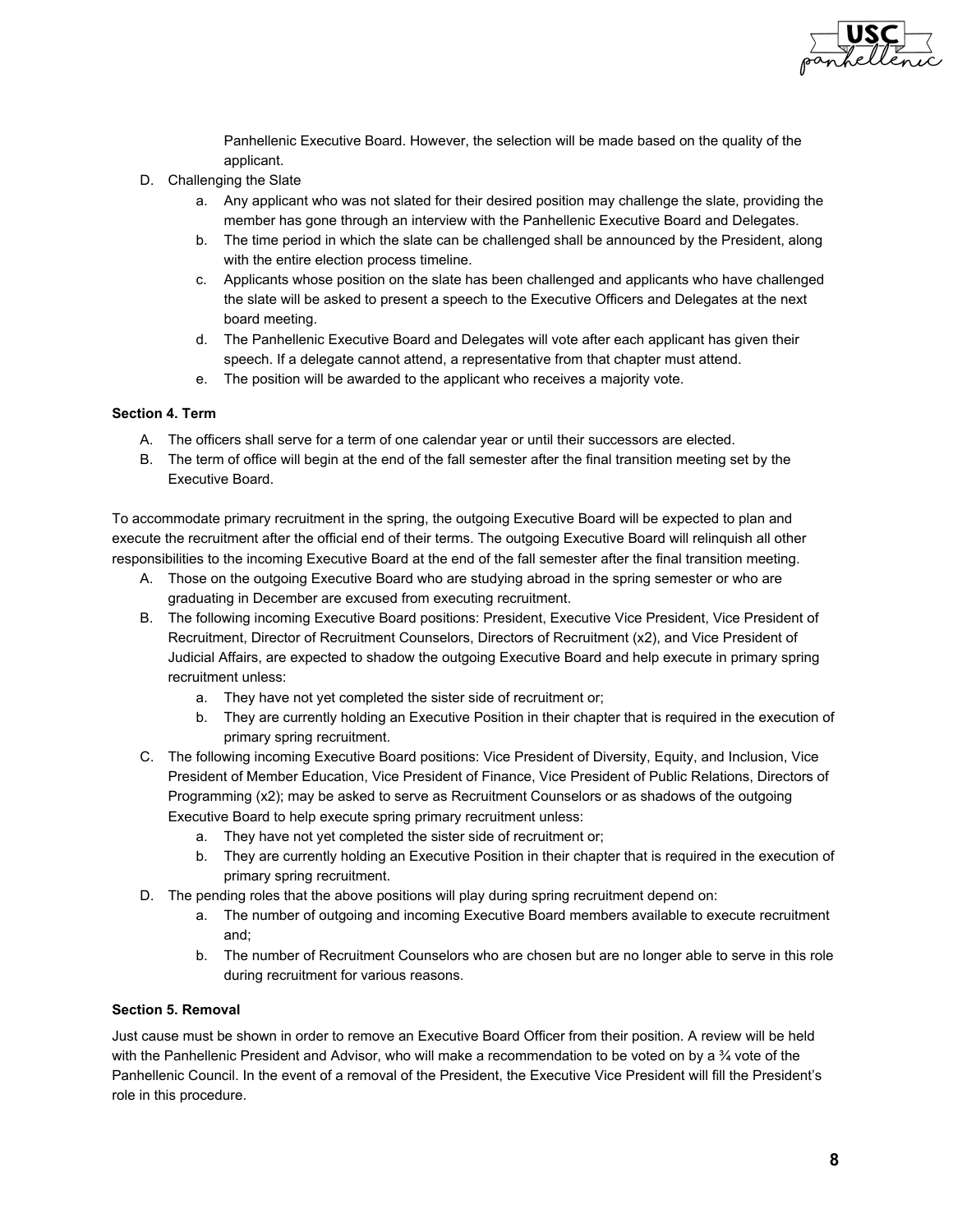Panhellenic Executive Board. However, the selection will be made based on the quality of the applicant.

D. Challenging the Slate
   a. Any applicant who was not slated for their desired position may challenge the slate, providing the member has gone through an interview with the Panhellenic Executive Board and Delegates.
   b. The time period in which the slate can be challenged shall be announced by the President, along with the entire election process timeline.
   c. Applicants whose position on the slate has been challenged and applicants who have challenged the slate will be asked to present a speech to the Executive Officers and Delegates at the next board meeting.
   d. The Panhellenic Executive Board and Delegates will vote after each applicant has given their speech. If a delegate cannot attend, a representative from that chapter must attend.
   e. The position will be awarded to the applicant who receives a majority vote.

**Section 4. Term**

A. The officers shall serve for a term of one calendar year or until their successors are elected.
B. The term of office will begin at the end of the fall semester after the final transition meeting set by the Executive Board.

To accommodate primary recruitment in the spring, the outgoing Executive Board will be expected to plan and execute the recruitment after the official end of their terms. The outgoing Executive Board will relinquish all other responsibilities to the incoming Executive Board at the end of the fall semester after the final transition meeting.

A. Those on the outgoing Executive Board who are studying abroad in the spring semester or who are graduating in December are excused from executing recruitment.
B. The following incoming Executive Board positions: President, Executive Vice President, Vice President of Recruitment, Director of Recruitment Counselors, Directors of Recruitment (x2), and Vice President of Judicial Affairs, are expected to shadow the outgoing Executive Board and help execute in primary spring recruitment unless:
   a. They have not yet completed the sister side of recruitment or;
   b. They are currently holding an Executive Position in their chapter that is required in the execution of primary spring recruitment.
C. The following incoming Executive Board positions: Vice President of Diversity, Equity, and Inclusion, Vice President of Member Education, Vice President of Finance, Vice President of Public Relations, Directors of Programming (x2); may be asked to serve as Recruitment Counselors or as shadows of the outgoing Executive Board to help execute spring primary recruitment unless:
   a. They have not yet completed the sister side of recruitment or;
   b. They are currently holding an Executive Position in their chapter that is required in the execution of primary spring recruitment.
D. The pending roles that the above positions will play during spring recruitment depend on:
   a. The number of outgoing and incoming Executive Board members available to execute recruitment and;
   b. The number of Recruitment Counselors who are chosen but are no longer able to serve in this role during recruitment for various reasons.

**Section 5. Removal**

Just cause must be shown in order to remove an Executive Board Officer from their position. A review will be held with the Panhellenic President and Advisor, who will make a recommendation to be voted on by a ¾ vote of the Panhellenic Council. In the event of a removal of the President, the Executive Vice President will fill the President's role in this procedure.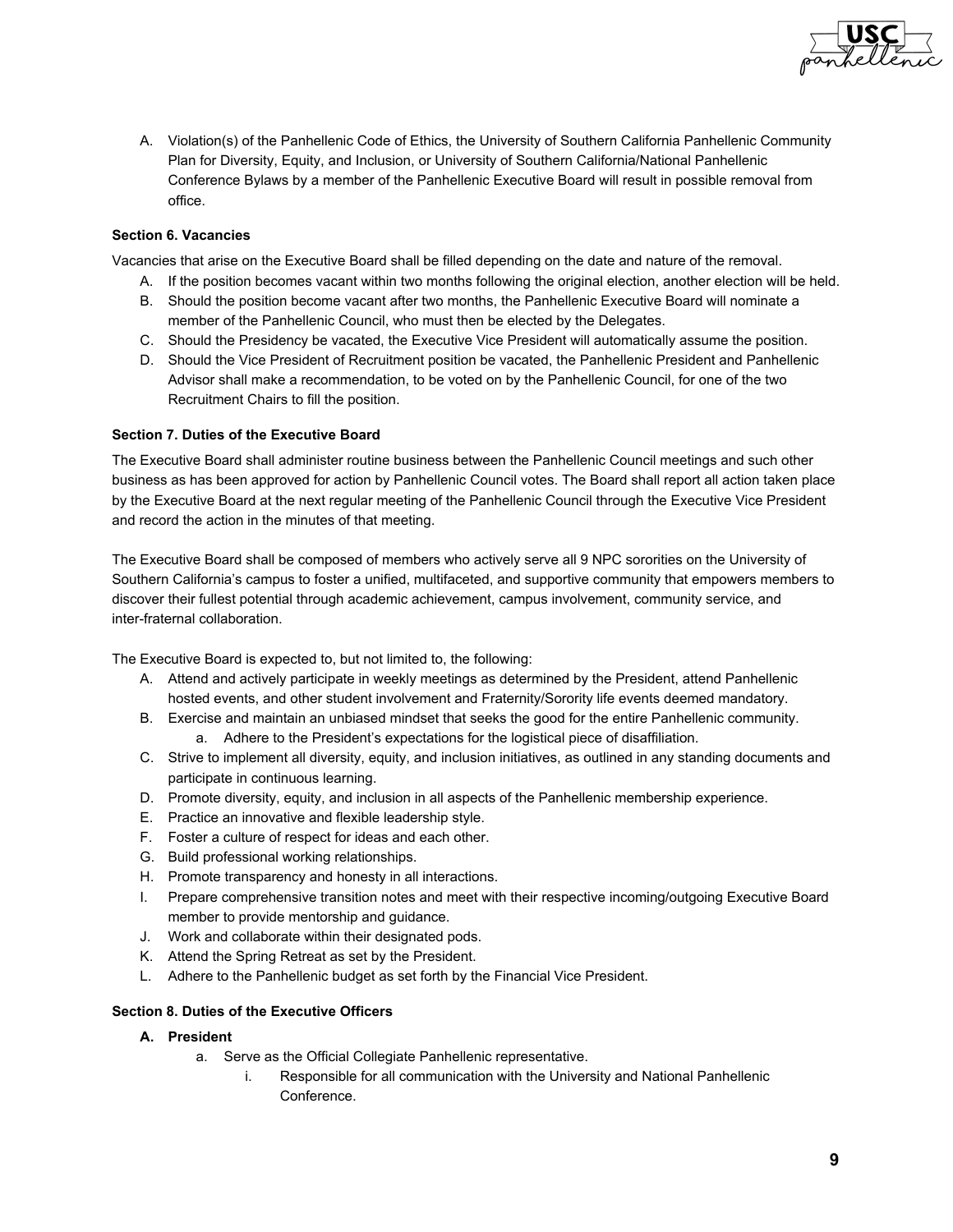A. Violation(s) of the Panhellenic Code of Ethics, the University of Southern California Panhellenic Community Plan for Diversity, Equity, and Inclusion, or University of Southern California/National Panhellenic Conference Bylaws by a member of the Panhellenic Executive Board will result in possible removal from office.

**Section 6. Vacancies**

Vacancies that arise on the Executive Board shall be filled depending on the date and nature of the removal.

A. If the position becomes vacant within two months following the original election, another election will be held.
B. Should the position become vacant after two months, the Panhellenic Executive Board will nominate a member of the Panhellenic Council, who must then be elected by the Delegates.
C. Should the Presidency be vacated, the Executive Vice President will automatically assume the position.
D. Should the Vice President of Recruitment position be vacated, the Panhellenic President and Panhellenic Advisor shall make a recommendation, to be voted on by the Panhellenic Council, for one of the two Recruitment Chairs to fill the position.

**Section 7. Duties of the Executive Board**

The Executive Board shall administer routine business between the Panhellenic Council meetings and such other business as has been approved for action by Panhellenic Council votes. The Board shall report all action taken place by the Executive Board at the next regular meeting of the Panhellenic Council through the Executive Vice President and record the action in the minutes of that meeting.

The Executive Board shall be composed of members who actively serve all 9 NPC sororities on the University of Southern California's campus to foster a unified, multifaceted, and supportive community that empowers members to discover their fullest potential through academic achievement, campus involvement, community service, and inter-fraternal collaboration.

The Executive Board is expected to, but not limited to, the following:

A. Attend and actively participate in weekly meetings as determined by the President, attend Panhellenic hosted events, and other student involvement and Fraternity/Sorority life events deemed mandatory.
B. Exercise and maintain an unbiased mindset that seeks the good for the entire Panhellenic community.
    a. Adhere to the President's expectations for the logistical piece of disaffiliation.
C. Strive to implement all diversity, equity, and inclusion initiatives, as outlined in any standing documents and participate in continuous learning.
D. Promote diversity, equity, and inclusion in all aspects of the Panhellenic membership experience.
E. Practice an innovative and flexible leadership style.
F. Foster a culture of respect for ideas and each other.
G. Build professional working relationships.
H. Promote transparency and honesty in all interactions.
I. Prepare comprehensive transition notes and meet with their respective incoming/outgoing Executive Board member to provide mentorship and guidance.
J. Work and collaborate within their designated pods.
K. Attend the Spring Retreat as set by the President.
L. Adhere to the Panhellenic budget as set forth by the Financial Vice President.

**Section 8. Duties of the Executive Officers**

**A. President**

a. Serve as the Official Collegiate Panhellenic representative.
    i. Responsible for all communication with the University and National Panhellenic Conference.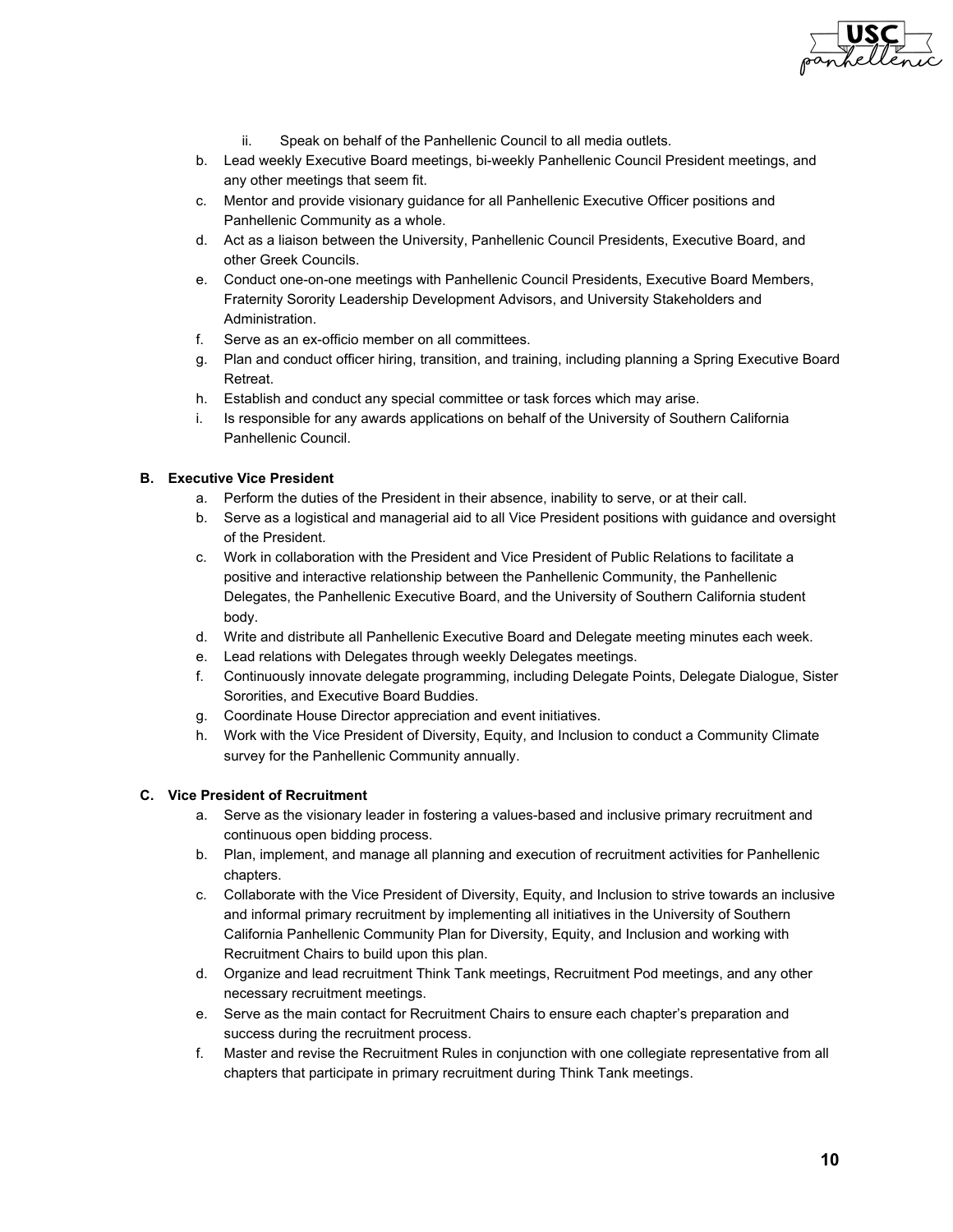ii. Speak on behalf of the Panhellenic Council to all media outlets.

b. Lead weekly Executive Board meetings, bi-weekly Panhellenic Council President meetings, and any other meetings that seem fit.

c. Mentor and provide visionary guidance for all Panhellenic Executive Officer positions and Panhellenic Community as a whole.

d. Act as a liaison between the University, Panhellenic Council Presidents, Executive Board, and other Greek Councils.

e. Conduct one-on-one meetings with Panhellenic Council Presidents, Executive Board Members, Fraternity Sorority Leadership Development Advisors, and University Stakeholders and Administration.

f. Serve as an ex-officio member on all committees.

g. Plan and conduct officer hiring, transition, and training, including planning a Spring Executive Board Retreat.

h. Establish and conduct any special committee or task forces which may arise.

i. Is responsible for any awards applications on behalf of the University of Southern California Panhellenic Council.

**B. Executive Vice President**

a. Perform the duties of the President in their absence, inability to serve, or at their call.

b. Serve as a logistical and managerial aid to all Vice President positions with guidance and oversight of the President.

c. Work in collaboration with the President and Vice President of Public Relations to facilitate a positive and interactive relationship between the Panhellenic Community, the Panhellenic Delegates, the Panhellenic Executive Board, and the University of Southern California student body.

d. Write and distribute all Panhellenic Executive Board and Delegate meeting minutes each week.

e. Lead relations with Delegates through weekly Delegates meetings.

f. Continuously innovate delegate programming, including Delegate Points, Delegate Dialogue, Sister Sororities, and Executive Board Buddies.

g. Coordinate House Director appreciation and event initiatives.

h. Work with the Vice President of Diversity, Equity, and Inclusion to conduct a Community Climate survey for the Panhellenic Community annually.

**C. Vice President of Recruitment**

a. Serve as the visionary leader in fostering a values-based and inclusive primary recruitment and continuous open bidding process.

b. Plan, implement, and manage all planning and execution of recruitment activities for Panhellenic chapters.

c. Collaborate with the Vice President of Diversity, Equity, and Inclusion to strive towards an inclusive and informal primary recruitment by implementing all initiatives in the University of Southern California Panhellenic Community Plan for Diversity, Equity, and Inclusion and working with Recruitment Chairs to build upon this plan.

d. Organize and lead recruitment Think Tank meetings, Recruitment Pod meetings, and any other necessary recruitment meetings.

e. Serve as the main contact for Recruitment Chairs to ensure each chapter's preparation and success during the recruitment process.

f. Master and revise the Recruitment Rules in conjunction with one collegiate representative from all chapters that participate in primary recruitment during Think Tank meetings.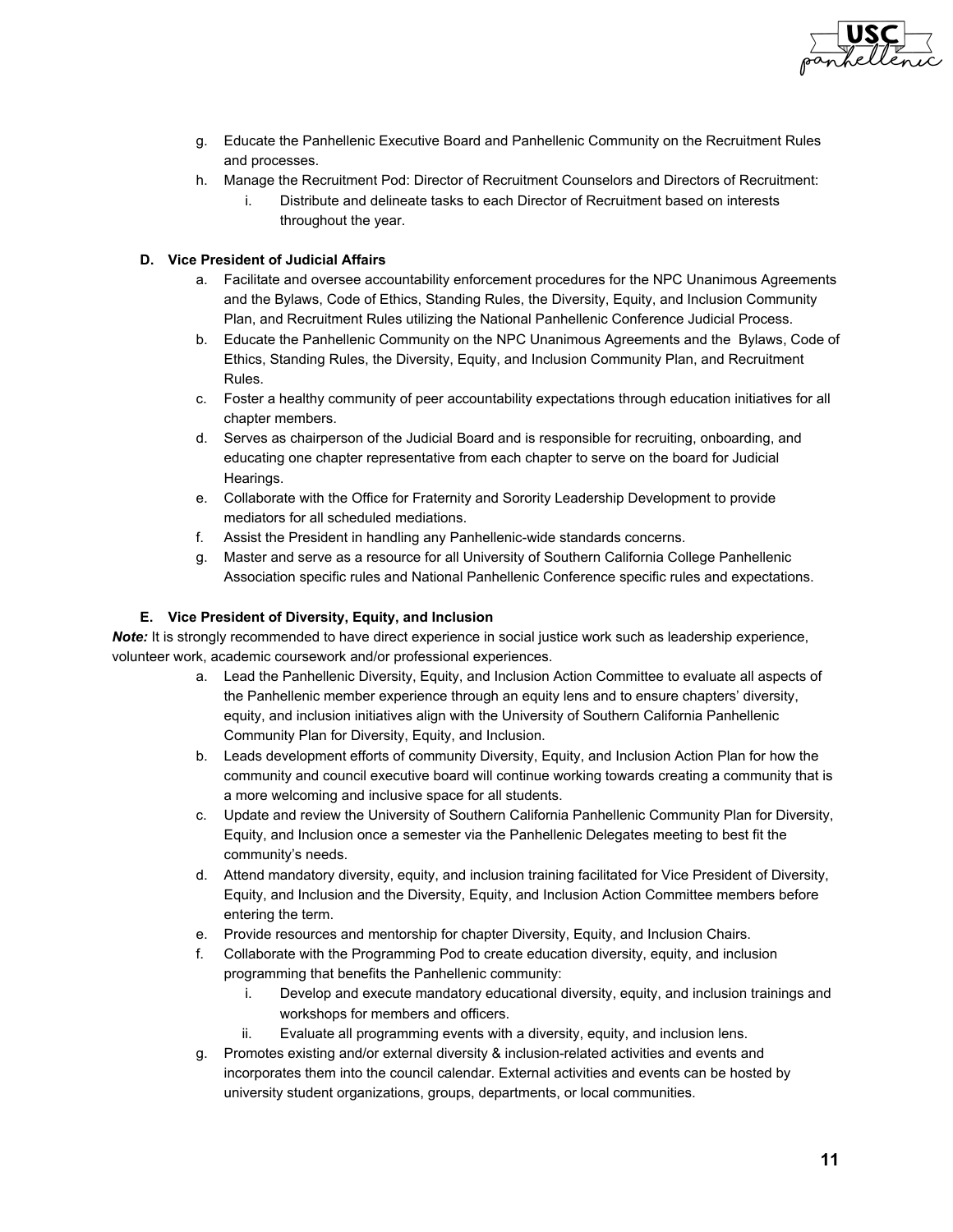g. Educate the Panhellenic Executive Board and Panhellenic Community on the Recruitment Rules and processes.
h. Manage the Recruitment Pod: Director of Recruitment Counselors and Directors of Recruitment:
    i. Distribute and delineate tasks to each Director of Recruitment based on interests throughout the year.

### D. Vice President of Judicial Affairs

a. Facilitate and oversee accountability enforcement procedures for the NPC Unanimous Agreements and the Bylaws, Code of Ethics, Standing Rules, the Diversity, Equity, and Inclusion Community Plan, and Recruitment Rules utilizing the National Panhellenic Conference Judicial Process.
b. Educate the Panhellenic Community on the NPC Unanimous Agreements and the Bylaws, Code of Ethics, Standing Rules, the Diversity, Equity, and Inclusion Community Plan, and Recruitment Rules.
c. Foster a healthy community of peer accountability expectations through education initiatives for all chapter members.
d. Serves as chairperson of the Judicial Board and is responsible for recruiting, onboarding, and educating one chapter representative from each chapter to serve on the board for Judicial Hearings.
e. Collaborate with the Office for Fraternity and Sorority Leadership Development to provide mediators for all scheduled mediations.
f. Assist the President in handling any Panhellenic-wide standards concerns.
g. Master and serve as a resource for all University of Southern California College Panhellenic Association specific rules and National Panhellenic Conference specific rules and expectations.

### E. Vice President of Diversity, Equity, and Inclusion

***Note:*** It is strongly recommended to have direct experience in social justice work such as leadership experience, volunteer work, academic coursework and/or professional experiences.

a. Lead the Panhellenic Diversity, Equity, and Inclusion Action Committee to evaluate all aspects of the Panhellenic member experience through an equity lens and to ensure chapters' diversity, equity, and inclusion initiatives align with the University of Southern California Panhellenic Community Plan for Diversity, Equity, and Inclusion.
b. Leads development efforts of community Diversity, Equity, and Inclusion Action Plan for how the community and council executive board will continue working towards creating a community that is a more welcoming and inclusive space for all students.
c. Update and review the University of Southern California Panhellenic Community Plan for Diversity, Equity, and Inclusion once a semester via the Panhellenic Delegates meeting to best fit the community's needs.
d. Attend mandatory diversity, equity, and inclusion training facilitated for Vice President of Diversity, Equity, and Inclusion and the Diversity, Equity, and Inclusion Action Committee members before entering the term.
e. Provide resources and mentorship for chapter Diversity, Equity, and Inclusion Chairs.
f. Collaborate with the Programming Pod to create education diversity, equity, and inclusion programming that benefits the Panhellenic community:
    i. Develop and execute mandatory educational diversity, equity, and inclusion trainings and workshops for members and officers.
    ii. Evaluate all programming events with a diversity, equity, and inclusion lens.
g. Promotes existing and/or external diversity & inclusion-related activities and events and incorporates them into the council calendar. External activities and events can be hosted by university student organizations, groups, departments, or local communities.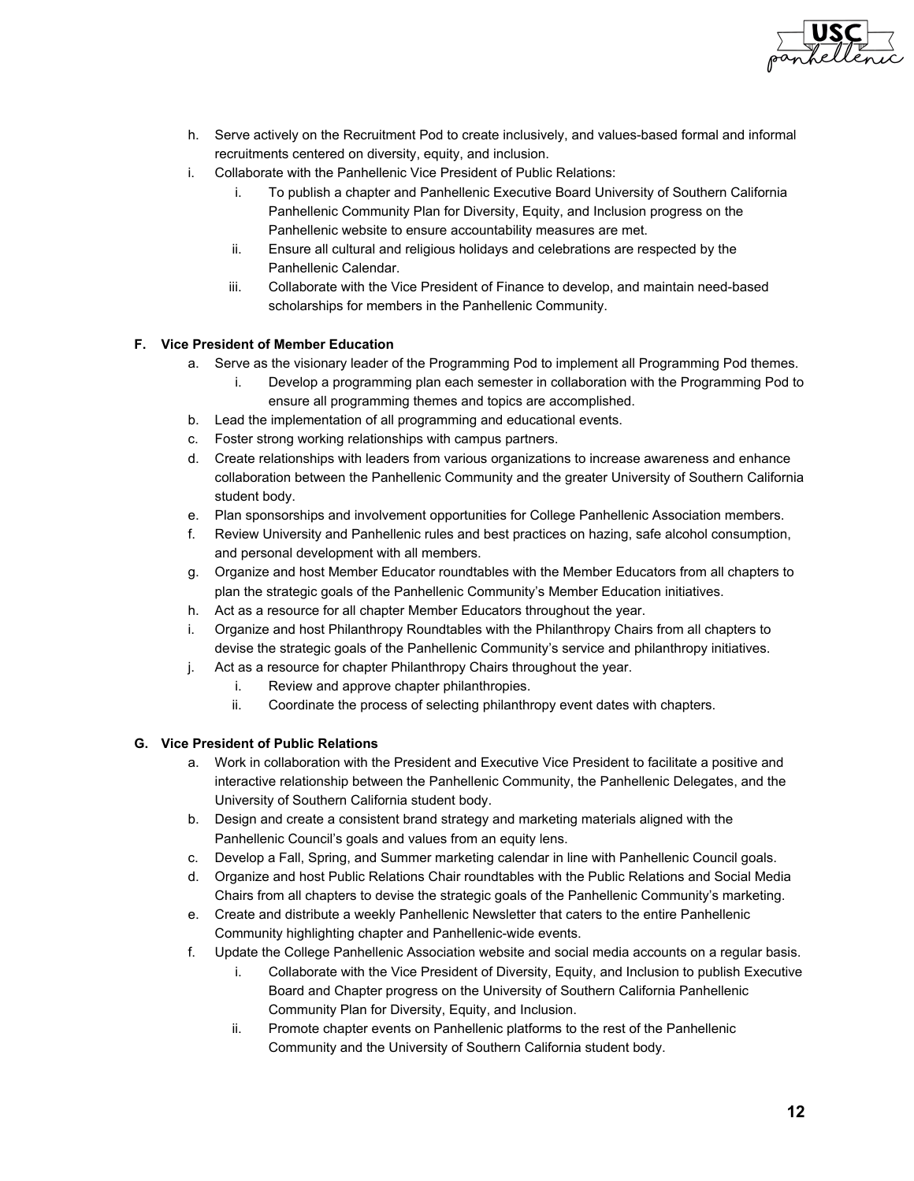h. Serve actively on the Recruitment Pod to create inclusively, and values-based formal and informal recruitments centered on diversity, equity, and inclusion.
i. Collaborate with the Panhellenic Vice President of Public Relations:
    i. To publish a chapter and Panhellenic Executive Board University of Southern California Panhellenic Community Plan for Diversity, Equity, and Inclusion progress on the Panhellenic website to ensure accountability measures are met.
    ii. Ensure all cultural and religious holidays and celebrations are respected by the Panhellenic Calendar.
    iii. Collaborate with the Vice President of Finance to develop, and maintain need-based scholarships for members in the Panhellenic Community.

**F. Vice President of Member Education**

a. Serve as the visionary leader of the Programming Pod to implement all Programming Pod themes.
    i. Develop a programming plan each semester in collaboration with the Programming Pod to ensure all programming themes and topics are accomplished.
b. Lead the implementation of all programming and educational events.
c. Foster strong working relationships with campus partners.
d. Create relationships with leaders from various organizations to increase awareness and enhance collaboration between the Panhellenic Community and the greater University of Southern California student body.
e. Plan sponsorships and involvement opportunities for College Panhellenic Association members.
f. Review University and Panhellenic rules and best practices on hazing, safe alcohol consumption, and personal development with all members.
g. Organize and host Member Educator roundtables with the Member Educators from all chapters to plan the strategic goals of the Panhellenic Community's Member Education initiatives.
h. Act as a resource for all chapter Member Educators throughout the year.
i. Organize and host Philanthropy Roundtables with the Philanthropy Chairs from all chapters to devise the strategic goals of the Panhellenic Community's service and philanthropy initiatives.
j. Act as a resource for chapter Philanthropy Chairs throughout the year.
    i. Review and approve chapter philanthropies.
    ii. Coordinate the process of selecting philanthropy event dates with chapters.

**G. Vice President of Public Relations**

a. Work in collaboration with the President and Executive Vice President to facilitate a positive and interactive relationship between the Panhellenic Community, the Panhellenic Delegates, and the University of Southern California student body.
b. Design and create a consistent brand strategy and marketing materials aligned with the Panhellenic Council's goals and values from an equity lens.
c. Develop a Fall, Spring, and Summer marketing calendar in line with Panhellenic Council goals.
d. Organize and host Public Relations Chair roundtables with the Public Relations and Social Media Chairs from all chapters to devise the strategic goals of the Panhellenic Community's marketing.
e. Create and distribute a weekly Panhellenic Newsletter that caters to the entire Panhellenic Community highlighting chapter and Panhellenic-wide events.
f. Update the College Panhellenic Association website and social media accounts on a regular basis.
    i. Collaborate with the Vice President of Diversity, Equity, and Inclusion to publish Executive Board and Chapter progress on the University of Southern California Panhellenic Community Plan for Diversity, Equity, and Inclusion.
    ii. Promote chapter events on Panhellenic platforms to the rest of the Panhellenic Community and the University of Southern California student body.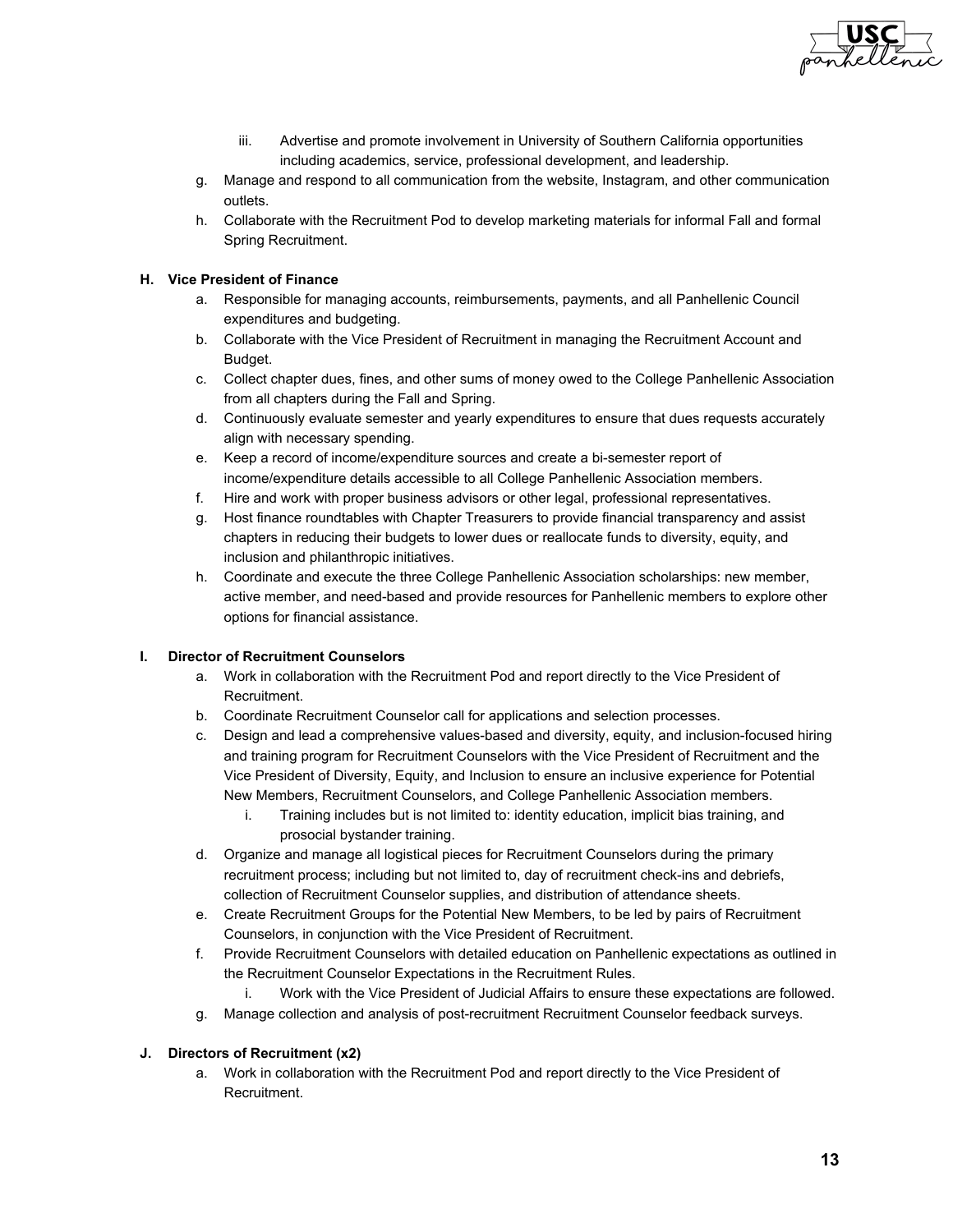iii. Advertise and promote involvement in University of Southern California opportunities including academics, service, professional development, and leadership.

g. Manage and respond to all communication from the website, Instagram, and other communication outlets.

h. Collaborate with the Recruitment Pod to develop marketing materials for informal Fall and formal Spring Recruitment.

**H. Vice President of Finance**

a. Responsible for managing accounts, reimbursements, payments, and all Panhellenic Council expenditures and budgeting.

b. Collaborate with the Vice President of Recruitment in managing the Recruitment Account and Budget.

c. Collect chapter dues, fines, and other sums of money owed to the College Panhellenic Association from all chapters during the Fall and Spring.

d. Continuously evaluate semester and yearly expenditures to ensure that dues requests accurately align with necessary spending.

e. Keep a record of income/expenditure sources and create a bi-semester report of income/expenditure details accessible to all College Panhellenic Association members.

f. Hire and work with proper business advisors or other legal, professional representatives.

g. Host finance roundtables with Chapter Treasurers to provide financial transparency and assist chapters in reducing their budgets to lower dues or reallocate funds to diversity, equity, and inclusion and philanthropic initiatives.

h. Coordinate and execute the three College Panhellenic Association scholarships: new member, active member, and need-based and provide resources for Panhellenic members to explore other options for financial assistance.

**I. Director of Recruitment Counselors**

a. Work in collaboration with the Recruitment Pod and report directly to the Vice President of Recruitment.

b. Coordinate Recruitment Counselor call for applications and selection processes.

c. Design and lead a comprehensive values-based and diversity, equity, and inclusion-focused hiring and training program for Recruitment Counselors with the Vice President of Recruitment and the Vice President of Diversity, Equity, and Inclusion to ensure an inclusive experience for Potential New Members, Recruitment Counselors, and College Panhellenic Association members.

   i. Training includes but is not limited to: identity education, implicit bias training, and prosocial bystander training.

d. Organize and manage all logistical pieces for Recruitment Counselors during the primary recruitment process; including but not limited to, day of recruitment check-ins and debriefs, collection of Recruitment Counselor supplies, and distribution of attendance sheets.

e. Create Recruitment Groups for the Potential New Members, to be led by pairs of Recruitment Counselors, in conjunction with the Vice President of Recruitment.

f. Provide Recruitment Counselors with detailed education on Panhellenic expectations as outlined in the Recruitment Counselor Expectations in the Recruitment Rules.

   i. Work with the Vice President of Judicial Affairs to ensure these expectations are followed.

g. Manage collection and analysis of post-recruitment Recruitment Counselor feedback surveys.

**J. Directors of Recruitment (x2)**

a. Work in collaboration with the Recruitment Pod and report directly to the Vice President of Recruitment.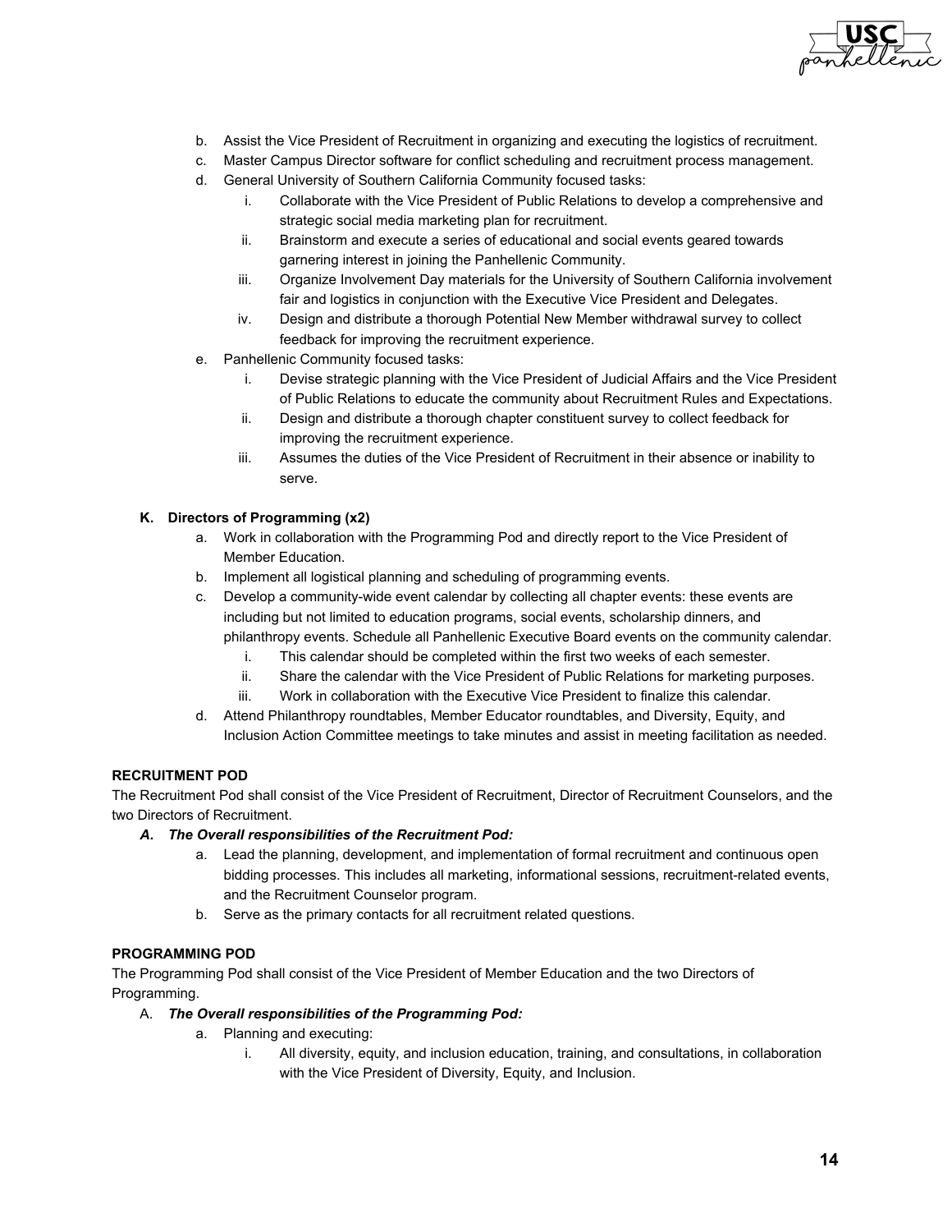b. Assist the Vice President of Recruitment in organizing and executing the logistics of recruitment.
c. Master Campus Director software for conflict scheduling and recruitment process management.
d. General University of Southern California Community focused tasks:
    i. Collaborate with the Vice President of Public Relations to develop a comprehensive and strategic social media marketing plan for recruitment.
    ii. Brainstorm and execute a series of educational and social events geared towards garnering interest in joining the Panhellenic Community.
    iii. Organize Involvement Day materials for the University of Southern California involvement fair and logistics in conjunction with the Executive Vice President and Delegates.
    iv. Design and distribute a thorough Potential New Member withdrawal survey to collect feedback for improving the recruitment experience.
e. Panhellenic Community focused tasks:
    i. Devise strategic planning with the Vice President of Judicial Affairs and the Vice President of Public Relations to educate the community about Recruitment Rules and Expectations.
    ii. Design and distribute a thorough chapter constituent survey to collect feedback for improving the recruitment experience.
    iii. Assumes the duties of the Vice President of Recruitment in their absence or inability to serve.

**K. Directors of Programming (x2)**

a. Work in collaboration with the Programming Pod and directly report to the Vice President of Member Education.
b. Implement all logistical planning and scheduling of programming events.
c. Develop a community-wide event calendar by collecting all chapter events: these events are including but not limited to education programs, social events, scholarship dinners, and philanthropy events. Schedule all Panhellenic Executive Board events on the community calendar.
    i. This calendar should be completed within the first two weeks of each semester.
    ii. Share the calendar with the Vice President of Public Relations for marketing purposes.
    iii. Work in collaboration with the Executive Vice President to finalize this calendar.
d. Attend Philanthropy roundtables, Member Educator roundtables, and Diversity, Equity, and Inclusion Action Committee meetings to take minutes and assist in meeting facilitation as needed.

**RECRUITMENT POD**

The Recruitment Pod shall consist of the Vice President of Recruitment, Director of Recruitment Counselors, and the two Directors of Recruitment.

***A. The Overall responsibilities of the Recruitment Pod:***

a. Lead the planning, development, and implementation of formal recruitment and continuous open bidding processes. This includes all marketing, informational sessions, recruitment-related events, and the Recruitment Counselor program.
b. Serve as the primary contacts for all recruitment related questions.

**PROGRAMMING POD**

The Programming Pod shall consist of the Vice President of Member Education and the two Directors of Programming.

A. ***The Overall responsibilities of the Programming Pod:***

a. Planning and executing:
    i. All diversity, equity, and inclusion education, training, and consultations, in collaboration with the Vice President of Diversity, Equity, and Inclusion.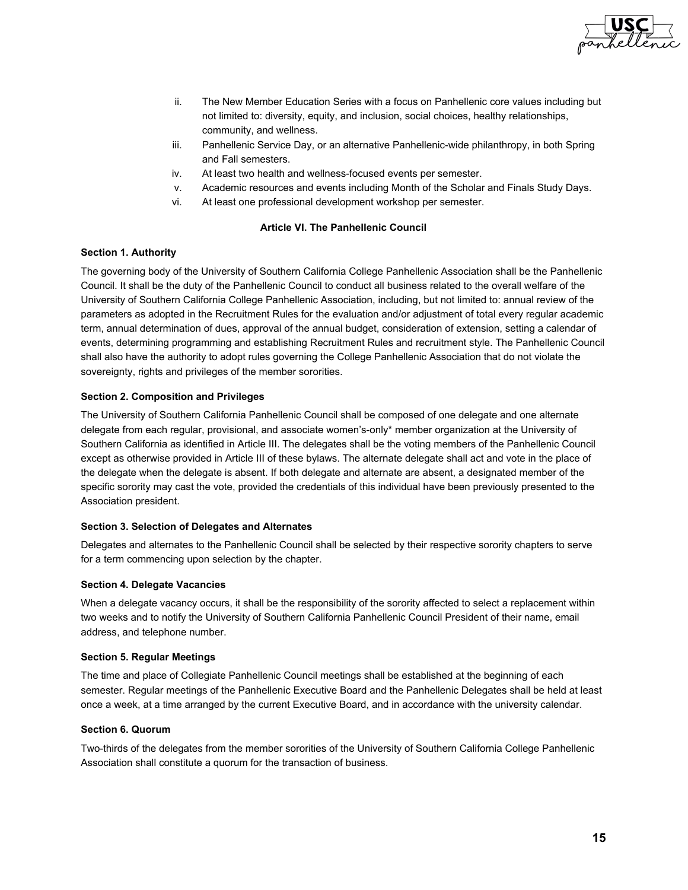ii. The New Member Education Series with a focus on Panhellenic core values including but not limited to: diversity, equity, and inclusion, social choices, healthy relationships, community, and wellness.

iii. Panhellenic Service Day, or an alternative Panhellenic-wide philanthropy, in both Spring and Fall semesters.

iv. At least two health and wellness-focused events per semester.

v. Academic resources and events including Month of the Scholar and Finals Study Days.

vi. At least one professional development workshop per semester.

## Article VI. The Panhellenic Council

**Section 1. Authority**

The governing body of the University of Southern California College Panhellenic Association shall be the Panhellenic Council. It shall be the duty of the Panhellenic Council to conduct all business related to the overall welfare of the University of Southern California College Panhellenic Association, including, but not limited to: annual review of the parameters as adopted in the Recruitment Rules for the evaluation and/or adjustment of total every regular academic term, annual determination of dues, approval of the annual budget, consideration of extension, setting a calendar of events, determining programming and establishing Recruitment Rules and recruitment style. The Panhellenic Council shall also have the authority to adopt rules governing the College Panhellenic Association that do not violate the sovereignty, rights and privileges of the member sororities.

**Section 2. Composition and Privileges**

The University of Southern California Panhellenic Council shall be composed of one delegate and one alternate delegate from each regular, provisional, and associate women's-only* member organization at the University of Southern California as identified in Article III. The delegates shall be the voting members of the Panhellenic Council except as otherwise provided in Article III of these bylaws. The alternate delegate shall act and vote in the place of the delegate when the delegate is absent. If both delegate and alternate are absent, a designated member of the specific sorority may cast the vote, provided the credentials of this individual have been previously presented to the Association president.

**Section 3. Selection of Delegates and Alternates**

Delegates and alternates to the Panhellenic Council shall be selected by their respective sorority chapters to serve for a term commencing upon selection by the chapter.

**Section 4. Delegate Vacancies**

When a delegate vacancy occurs, it shall be the responsibility of the sorority affected to select a replacement within two weeks and to notify the University of Southern California Panhellenic Council President of their name, email address, and telephone number.

**Section 5. Regular Meetings**

The time and place of Collegiate Panhellenic Council meetings shall be established at the beginning of each semester. Regular meetings of the Panhellenic Executive Board and the Panhellenic Delegates shall be held at least once a week, at a time arranged by the current Executive Board, and in accordance with the university calendar.

**Section 6. Quorum**

Two-thirds of the delegates from the member sororities of the University of Southern California College Panhellenic Association shall constitute a quorum for the transaction of business.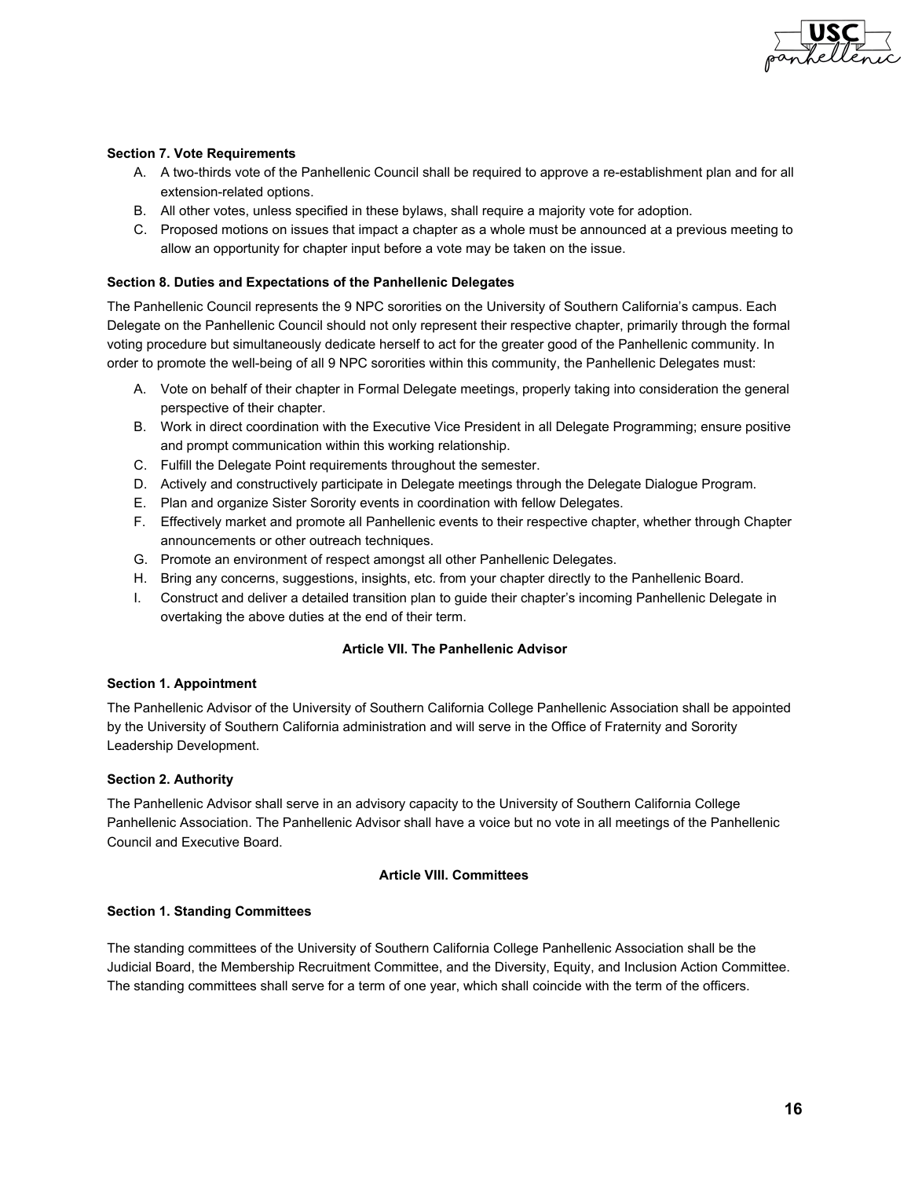**Section 7. Vote Requirements**

A. A two-thirds vote of the Panhellenic Council shall be required to approve a re-establishment plan and for all extension-related options.

B. All other votes, unless specified in these bylaws, shall require a majority vote for adoption.

C. Proposed motions on issues that impact a chapter as a whole must be announced at a previous meeting to allow an opportunity for chapter input before a vote may be taken on the issue.

**Section 8. Duties and Expectations of the Panhellenic Delegates**

The Panhellenic Council represents the 9 NPC sororities on the University of Southern California's campus. Each Delegate on the Panhellenic Council should not only represent their respective chapter, primarily through the formal voting procedure but simultaneously dedicate herself to act for the greater good of the Panhellenic community. In order to promote the well-being of all 9 NPC sororities within this community, the Panhellenic Delegates must:

A. Vote on behalf of their chapter in Formal Delegate meetings, properly taking into consideration the general perspective of their chapter.

B. Work in direct coordination with the Executive Vice President in all Delegate Programming; ensure positive and prompt communication within this working relationship.

C. Fulfill the Delegate Point requirements throughout the semester.

D. Actively and constructively participate in Delegate meetings through the Delegate Dialogue Program.

E. Plan and organize Sister Sorority events in coordination with fellow Delegates.

F. Effectively market and promote all Panhellenic events to their respective chapter, whether through Chapter announcements or other outreach techniques.

G. Promote an environment of respect amongst all other Panhellenic Delegates.

H. Bring any concerns, suggestions, insights, etc. from your chapter directly to the Panhellenic Board.

I. Construct and deliver a detailed transition plan to guide their chapter's incoming Panhellenic Delegate in overtaking the above duties at the end of their term.

## Article VII. The Panhellenic Advisor

**Section 1. Appointment**

The Panhellenic Advisor of the University of Southern California College Panhellenic Association shall be appointed by the University of Southern California administration and will serve in the Office of Fraternity and Sorority Leadership Development.

**Section 2. Authority**

The Panhellenic Advisor shall serve in an advisory capacity to the University of Southern California College Panhellenic Association. The Panhellenic Advisor shall have a voice but no vote in all meetings of the Panhellenic Council and Executive Board.

## Article VIII. Committees

**Section 1. Standing Committees**

The standing committees of the University of Southern California College Panhellenic Association shall be the Judicial Board, the Membership Recruitment Committee, and the Diversity, Equity, and Inclusion Action Committee. The standing committees shall serve for a term of one year, which shall coincide with the term of the officers.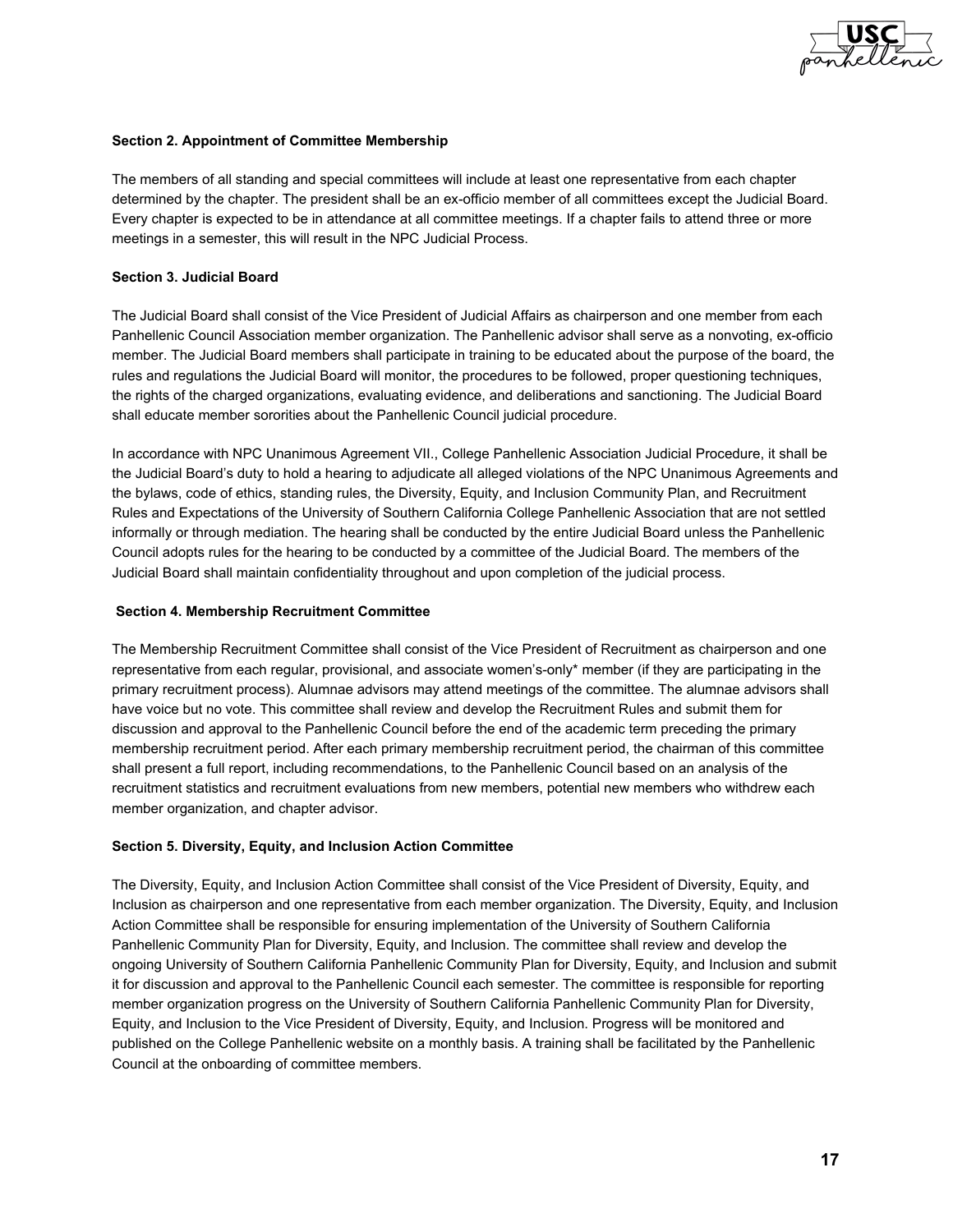**Section 2. Appointment of Committee Membership**

The members of all standing and special committees will include at least one representative from each chapter determined by the chapter. The president shall be an ex-officio member of all committees except the Judicial Board. Every chapter is expected to be in attendance at all committee meetings. If a chapter fails to attend three or more meetings in a semester, this will result in the NPC Judicial Process.

**Section 3. Judicial Board**

The Judicial Board shall consist of the Vice President of Judicial Affairs as chairperson and one member from each Panhellenic Council Association member organization. The Panhellenic advisor shall serve as a nonvoting, ex-officio member. The Judicial Board members shall participate in training to be educated about the purpose of the board, the rules and regulations the Judicial Board will monitor, the procedures to be followed, proper questioning techniques, the rights of the charged organizations, evaluating evidence, and deliberations and sanctioning. The Judicial Board shall educate member sororities about the Panhellenic Council judicial procedure.

In accordance with NPC Unanimous Agreement VII., College Panhellenic Association Judicial Procedure, it shall be the Judicial Board's duty to hold a hearing to adjudicate all alleged violations of the NPC Unanimous Agreements and the bylaws, code of ethics, standing rules, the Diversity, Equity, and Inclusion Community Plan, and Recruitment Rules and Expectations of the University of Southern California College Panhellenic Association that are not settled informally or through mediation. The hearing shall be conducted by the entire Judicial Board unless the Panhellenic Council adopts rules for the hearing to be conducted by a committee of the Judicial Board. The members of the Judicial Board shall maintain confidentiality throughout and upon completion of the judicial process.

**Section 4. Membership Recruitment Committee**

The Membership Recruitment Committee shall consist of the Vice President of Recruitment as chairperson and one representative from each regular, provisional, and associate women's-only* member (if they are participating in the primary recruitment process). Alumnae advisors may attend meetings of the committee. The alumnae advisors shall have voice but no vote. This committee shall review and develop the Recruitment Rules and submit them for discussion and approval to the Panhellenic Council before the end of the academic term preceding the primary membership recruitment period. After each primary membership recruitment period, the chairman of this committee shall present a full report, including recommendations, to the Panhellenic Council based on an analysis of the recruitment statistics and recruitment evaluations from new members, potential new members who withdrew each member organization, and chapter advisor.

**Section 5. Diversity, Equity, and Inclusion Action Committee**

The Diversity, Equity, and Inclusion Action Committee shall consist of the Vice President of Diversity, Equity, and Inclusion as chairperson and one representative from each member organization. The Diversity, Equity, and Inclusion Action Committee shall be responsible for ensuring implementation of the University of Southern California Panhellenic Community Plan for Diversity, Equity, and Inclusion. The committee shall review and develop the ongoing University of Southern California Panhellenic Community Plan for Diversity, Equity, and Inclusion and submit it for discussion and approval to the Panhellenic Council each semester. The committee is responsible for reporting member organization progress on the University of Southern California Panhellenic Community Plan for Diversity, Equity, and Inclusion to the Vice President of Diversity, Equity, and Inclusion. Progress will be monitored and published on the College Panhellenic website on a monthly basis. A training shall be facilitated by the Panhellenic Council at the onboarding of committee members.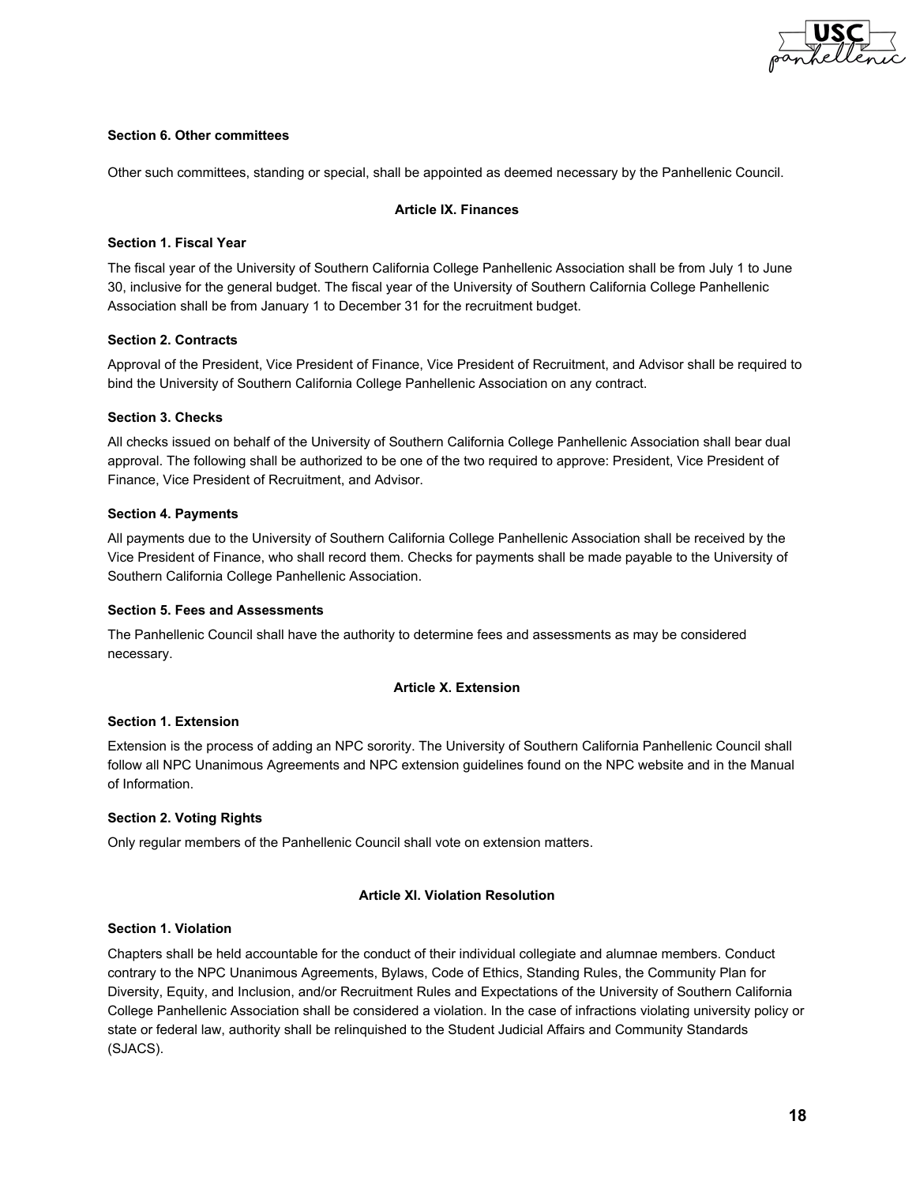**Section 6. Other committees**

Other such committees, standing or special, shall be appointed as deemed necessary by the Panhellenic Council.

## Article IX. Finances

**Section 1. Fiscal Year**

The fiscal year of the University of Southern California College Panhellenic Association shall be from July 1 to June 30, inclusive for the general budget. The fiscal year of the University of Southern California College Panhellenic Association shall be from January 1 to December 31 for the recruitment budget.

**Section 2. Contracts**

Approval of the President, Vice President of Finance, Vice President of Recruitment, and Advisor shall be required to bind the University of Southern California College Panhellenic Association on any contract.

**Section 3. Checks**

All checks issued on behalf of the University of Southern California College Panhellenic Association shall bear dual approval. The following shall be authorized to be one of the two required to approve: President, Vice President of Finance, Vice President of Recruitment, and Advisor.

**Section 4. Payments**

All payments due to the University of Southern California College Panhellenic Association shall be received by the Vice President of Finance, who shall record them. Checks for payments shall be made payable to the University of Southern California College Panhellenic Association.

**Section 5. Fees and Assessments**

The Panhellenic Council shall have the authority to determine fees and assessments as may be considered necessary.

## Article X. Extension

**Section 1. Extension**

Extension is the process of adding an NPC sorority. The University of Southern California Panhellenic Council shall follow all NPC Unanimous Agreements and NPC extension guidelines found on the NPC website and in the Manual of Information.

**Section 2. Voting Rights**

Only regular members of the Panhellenic Council shall vote on extension matters.

## Article XI. Violation Resolution

**Section 1. Violation**

Chapters shall be held accountable for the conduct of their individual collegiate and alumnae members. Conduct contrary to the NPC Unanimous Agreements, Bylaws, Code of Ethics, Standing Rules, the Community Plan for Diversity, Equity, and Inclusion, and/or Recruitment Rules and Expectations of the University of Southern California College Panhellenic Association shall be considered a violation. In the case of infractions violating university policy or state or federal law, authority shall be relinquished to the Student Judicial Affairs and Community Standards (SJACS).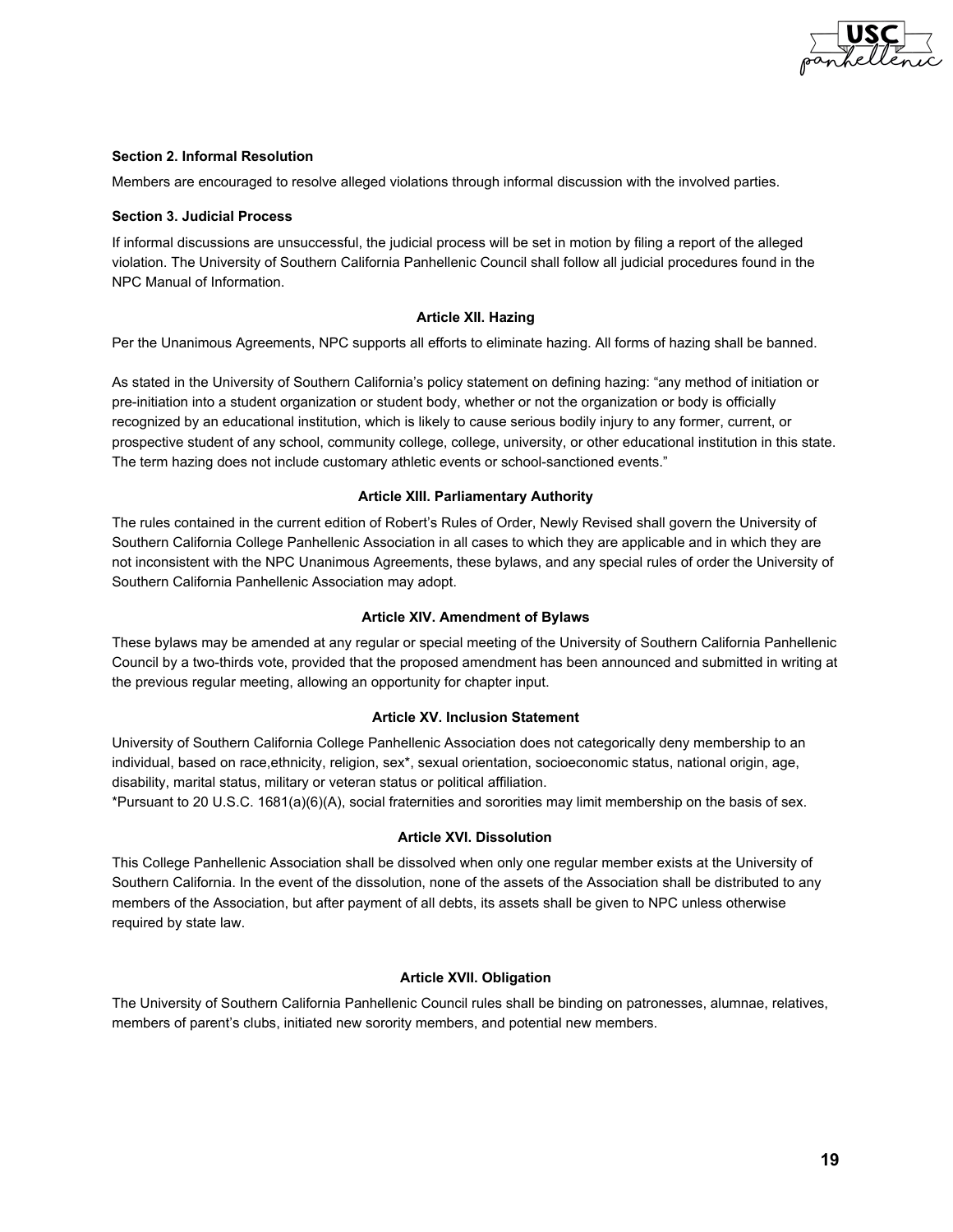**Section 2. Informal Resolution**

Members are encouraged to resolve alleged violations through informal discussion with the involved parties.

**Section 3. Judicial Process**

If informal discussions are unsuccessful, the judicial process will be set in motion by filing a report of the alleged violation. The University of Southern California Panhellenic Council shall follow all judicial procedures found in the NPC Manual of Information.

## Article XII. Hazing

Per the Unanimous Agreements, NPC supports all efforts to eliminate hazing. All forms of hazing shall be banned.

As stated in the University of Southern California's policy statement on defining hazing: "any method of initiation or pre-initiation into a student organization or student body, whether or not the organization or body is officially recognized by an educational institution, which is likely to cause serious bodily injury to any former, current, or prospective student of any school, community college, college, university, or other educational institution in this state. The term hazing does not include customary athletic events or school-sanctioned events."

## Article XIII. Parliamentary Authority

The rules contained in the current edition of Robert's Rules of Order, Newly Revised shall govern the University of Southern California College Panhellenic Association in all cases to which they are applicable and in which they are not inconsistent with the NPC Unanimous Agreements, these bylaws, and any special rules of order the University of Southern California Panhellenic Association may adopt.

## Article XIV. Amendment of Bylaws

These bylaws may be amended at any regular or special meeting of the University of Southern California Panhellenic Council by a two-thirds vote, provided that the proposed amendment has been announced and submitted in writing at the previous regular meeting, allowing an opportunity for chapter input.

## Article XV. Inclusion Statement

University of Southern California College Panhellenic Association does not categorically deny membership to an individual, based on race,ethnicity, religion, sex*, sexual orientation, socioeconomic status, national origin, age, disability, marital status, military or veteran status or political affiliation.

*Pursuant to 20 U.S.C. 1681(a)(6)(A), social fraternities and sororities may limit membership on the basis of sex.

## Article XVI. Dissolution

This College Panhellenic Association shall be dissolved when only one regular member exists at the University of Southern California. In the event of the dissolution, none of the assets of the Association shall be distributed to any members of the Association, but after payment of all debts, its assets shall be given to NPC unless otherwise required by state law.

## Article XVII. Obligation

The University of Southern California Panhellenic Council rules shall be binding on patronesses, alumnae, relatives, members of parent's clubs, initiated new sorority members, and potential new members.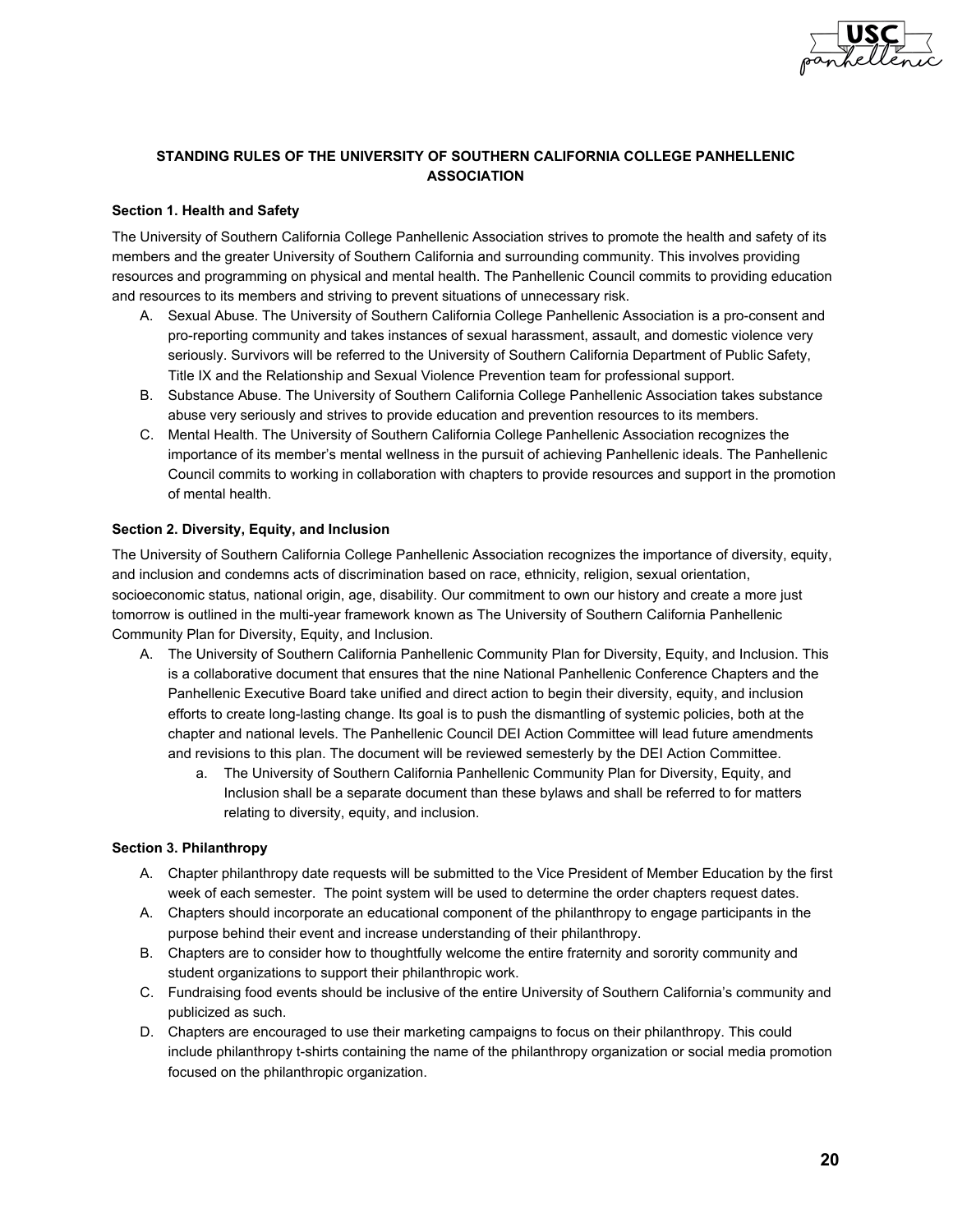**STANDING RULES OF THE UNIVERSITY OF SOUTHERN CALIFORNIA COLLEGE PANHELLENIC ASSOCIATION**

**Section 1. Health and Safety**

The University of Southern California College Panhellenic Association strives to promote the health and safety of its members and the greater University of Southern California and surrounding community. This involves providing resources and programming on physical and mental health. The Panhellenic Council commits to providing education and resources to its members and striving to prevent situations of unnecessary risk.

A. Sexual Abuse. The University of Southern California College Panhellenic Association is a pro-consent and pro-reporting community and takes instances of sexual harassment, assault, and domestic violence very seriously. Survivors will be referred to the University of Southern California Department of Public Safety, Title IX and the Relationship and Sexual Violence Prevention team for professional support.

B. Substance Abuse. The University of Southern California College Panhellenic Association takes substance abuse very seriously and strives to provide education and prevention resources to its members.

C. Mental Health. The University of Southern California College Panhellenic Association recognizes the importance of its member's mental wellness in the pursuit of achieving Panhellenic ideals. The Panhellenic Council commits to working in collaboration with chapters to provide resources and support in the promotion of mental health.

**Section 2. Diversity, Equity, and Inclusion**

The University of Southern California College Panhellenic Association recognizes the importance of diversity, equity, and inclusion and condemns acts of discrimination based on race, ethnicity, religion, sexual orientation, socioeconomic status, national origin, age, disability. Our commitment to own our history and create a more just tomorrow is outlined in the multi-year framework known as The University of Southern California Panhellenic Community Plan for Diversity, Equity, and Inclusion.

A. The University of Southern California Panhellenic Community Plan for Diversity, Equity, and Inclusion. This is a collaborative document that ensures that the nine National Panhellenic Conference Chapters and the Panhellenic Executive Board take unified and direct action to begin their diversity, equity, and inclusion efforts to create long-lasting change. Its goal is to push the dismantling of systemic policies, both at the chapter and national levels. The Panhellenic Council DEI Action Committee will lead future amendments and revisions to this plan. The document will be reviewed semesterly by the DEI Action Committee.

  a. The University of Southern California Panhellenic Community Plan for Diversity, Equity, and Inclusion shall be a separate document than these bylaws and shall be referred to for matters relating to diversity, equity, and inclusion.

**Section 3. Philanthropy**

A. Chapter philanthropy date requests will be submitted to the Vice President of Member Education by the first week of each semester. The point system will be used to determine the order chapters request dates.

A. Chapters should incorporate an educational component of the philanthropy to engage participants in the purpose behind their event and increase understanding of their philanthropy.

B. Chapters are to consider how to thoughtfully welcome the entire fraternity and sorority community and student organizations to support their philanthropic work.

C. Fundraising food events should be inclusive of the entire University of Southern California's community and publicized as such.

D. Chapters are encouraged to use their marketing campaigns to focus on their philanthropy. This could include philanthropy t-shirts containing the name of the philanthropy organization or social media promotion focused on the philanthropic organization.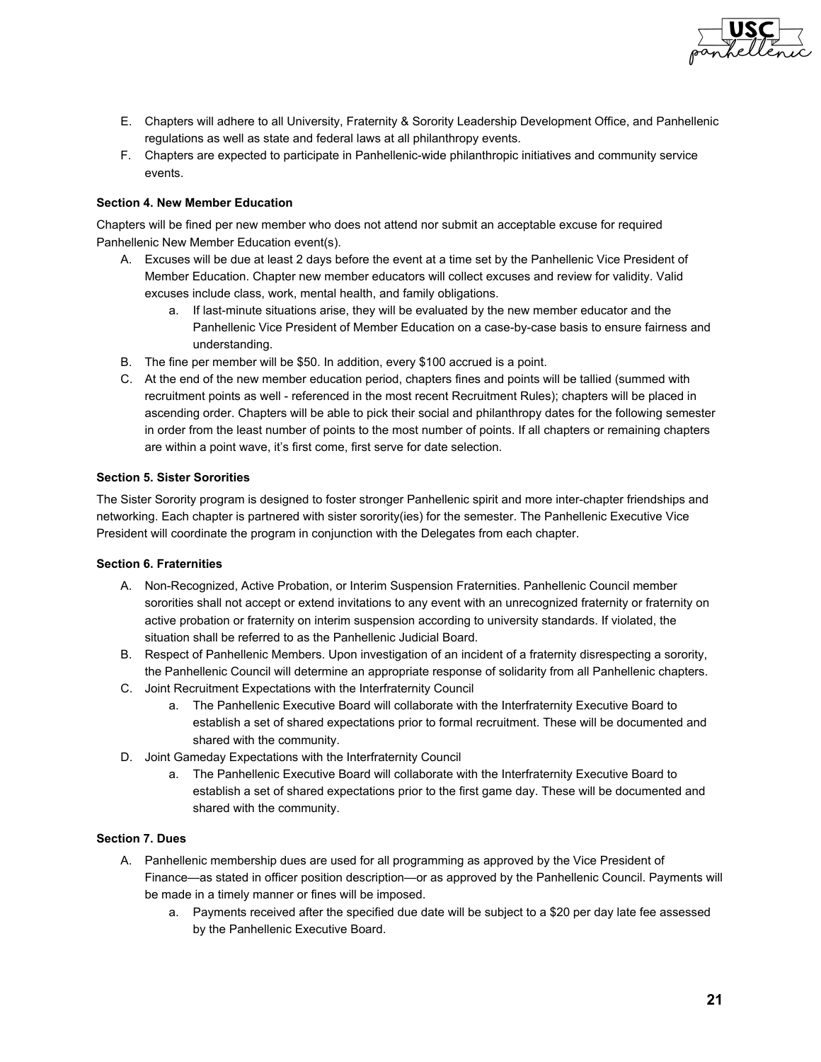E. Chapters will adhere to all University, Fraternity & Sorority Leadership Development Office, and Panhellenic regulations as well as state and federal laws at all philanthropy events.
F. Chapters are expected to participate in Panhellenic-wide philanthropic initiatives and community service events.

**Section 4. New Member Education**

Chapters will be fined per new member who does not attend nor submit an acceptable excuse for required Panhellenic New Member Education event(s).

A. Excuses will be due at least 2 days before the event at a time set by the Panhellenic Vice President of Member Education. Chapter new member educators will collect excuses and review for validity. Valid excuses include class, work, mental health, and family obligations.
    a. If last-minute situations arise, they will be evaluated by the new member educator and the Panhellenic Vice President of Member Education on a case-by-case basis to ensure fairness and understanding.
B. The fine per member will be $50. In addition, every $100 accrued is a point.
C. At the end of the new member education period, chapters fines and points will be tallied (summed with recruitment points as well - referenced in the most recent Recruitment Rules); chapters will be placed in ascending order. Chapters will be able to pick their social and philanthropy dates for the following semester in order from the least number of points to the most number of points. If all chapters or remaining chapters are within a point wave, it's first come, first serve for date selection.

**Section 5. Sister Sororities**

The Sister Sorority program is designed to foster stronger Panhellenic spirit and more inter-chapter friendships and networking. Each chapter is partnered with sister sorority(ies) for the semester. The Panhellenic Executive Vice President will coordinate the program in conjunction with the Delegates from each chapter.

**Section 6. Fraternities**

A. Non-Recognized, Active Probation, or Interim Suspension Fraternities. Panhellenic Council member sororities shall not accept or extend invitations to any event with an unrecognized fraternity or fraternity on active probation or fraternity on interim suspension according to university standards. If violated, the situation shall be referred to as the Panhellenic Judicial Board.
B. Respect of Panhellenic Members. Upon investigation of an incident of a fraternity disrespecting a sorority, the Panhellenic Council will determine an appropriate response of solidarity from all Panhellenic chapters.
C. Joint Recruitment Expectations with the Interfraternity Council
    a. The Panhellenic Executive Board will collaborate with the Interfraternity Executive Board to establish a set of shared expectations prior to formal recruitment. These will be documented and shared with the community.
D. Joint Gameday Expectations with the Interfraternity Council
    a. The Panhellenic Executive Board will collaborate with the Interfraternity Executive Board to establish a set of shared expectations prior to the first game day. These will be documented and shared with the community.

**Section 7. Dues**

A. Panhellenic membership dues are used for all programming as approved by the Vice President of Finance—as stated in officer position description—or as approved by the Panhellenic Council. Payments will be made in a timely manner or fines will be imposed.
    a. Payments received after the specified due date will be subject to a $20 per day late fee assessed by the Panhellenic Executive Board.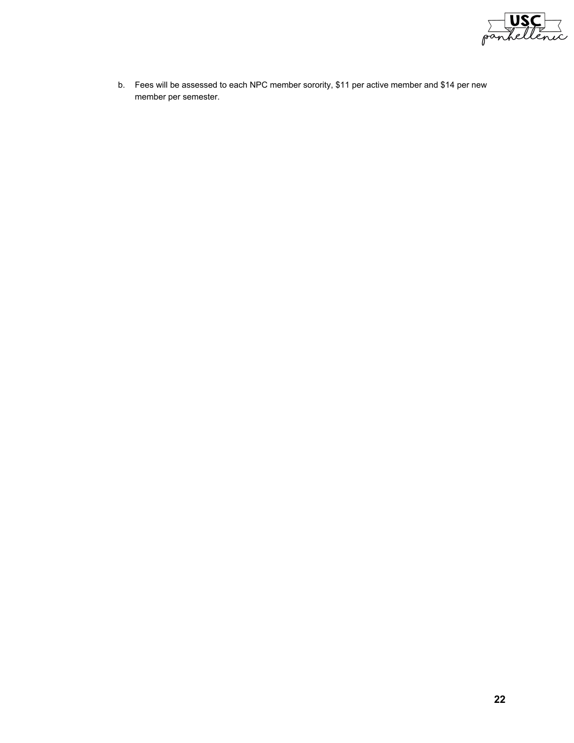b. Fees will be assessed to each NPC member sorority, $11 per active member and $14 per new member per semester.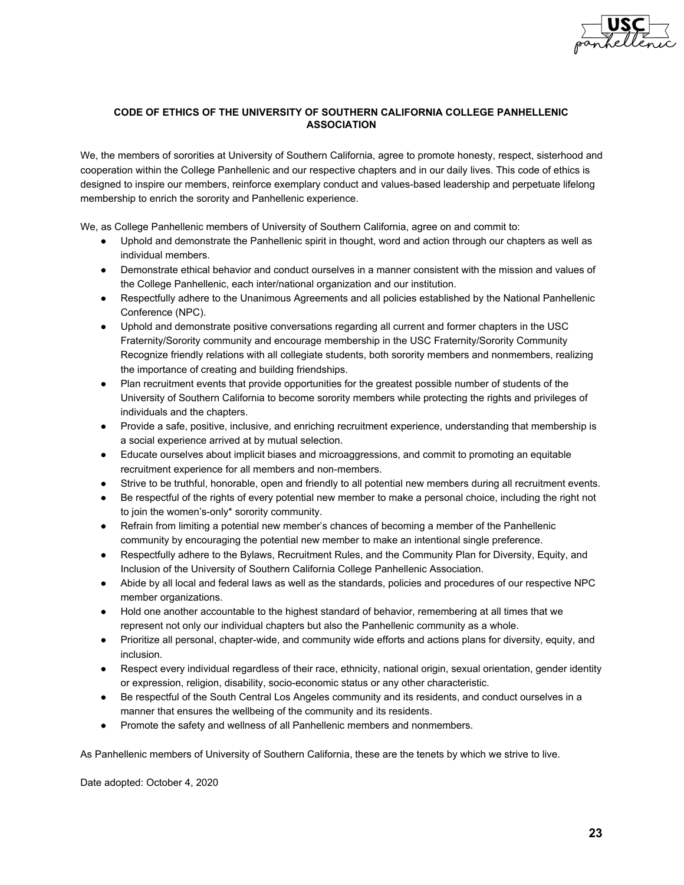# CODE OF ETHICS OF THE UNIVERSITY OF SOUTHERN CALIFORNIA COLLEGE PANHELLENIC ASSOCIATION

We, the members of sororities at University of Southern California, agree to promote honesty, respect, sisterhood and cooperation within the College Panhellenic and our respective chapters and in our daily lives. This code of ethics is designed to inspire our members, reinforce exemplary conduct and values-based leadership and perpetuate lifelong membership to enrich the sorority and Panhellenic experience.

We, as College Panhellenic members of University of Southern California, agree on and commit to:

- Uphold and demonstrate the Panhellenic spirit in thought, word and action through our chapters as well as individual members.
- Demonstrate ethical behavior and conduct ourselves in a manner consistent with the mission and values of the College Panhellenic, each inter/national organization and our institution.
- Respectfully adhere to the Unanimous Agreements and all policies established by the National Panhellenic Conference (NPC).
- Uphold and demonstrate positive conversations regarding all current and former chapters in the USC Fraternity/Sorority community and encourage membership in the USC Fraternity/Sorority Community Recognize friendly relations with all collegiate students, both sorority members and nonmembers, realizing the importance of creating and building friendships.
- Plan recruitment events that provide opportunities for the greatest possible number of students of the University of Southern California to become sorority members while protecting the rights and privileges of individuals and the chapters.
- Provide a safe, positive, inclusive, and enriching recruitment experience, understanding that membership is a social experience arrived at by mutual selection.
- Educate ourselves about implicit biases and microaggressions, and commit to promoting an equitable recruitment experience for all members and non-members.
- Strive to be truthful, honorable, open and friendly to all potential new members during all recruitment events.
- Be respectful of the rights of every potential new member to make a personal choice, including the right not to join the women's-only* sorority community.
- Refrain from limiting a potential new member's chances of becoming a member of the Panhellenic community by encouraging the potential new member to make an intentional single preference.
- Respectfully adhere to the Bylaws, Recruitment Rules, and the Community Plan for Diversity, Equity, and Inclusion of the University of Southern California College Panhellenic Association.
- Abide by all local and federal laws as well as the standards, policies and procedures of our respective NPC member organizations.
- Hold one another accountable to the highest standard of behavior, remembering at all times that we represent not only our individual chapters but also the Panhellenic community as a whole.
- Prioritize all personal, chapter-wide, and community wide efforts and actions plans for diversity, equity, and inclusion.
- Respect every individual regardless of their race, ethnicity, national origin, sexual orientation, gender identity or expression, religion, disability, socio-economic status or any other characteristic.
- Be respectful of the South Central Los Angeles community and its residents, and conduct ourselves in a manner that ensures the wellbeing of the community and its residents.
- Promote the safety and wellness of all Panhellenic members and nonmembers.

As Panhellenic members of University of Southern California, these are the tenets by which we strive to live.

Date adopted: October 4, 2020